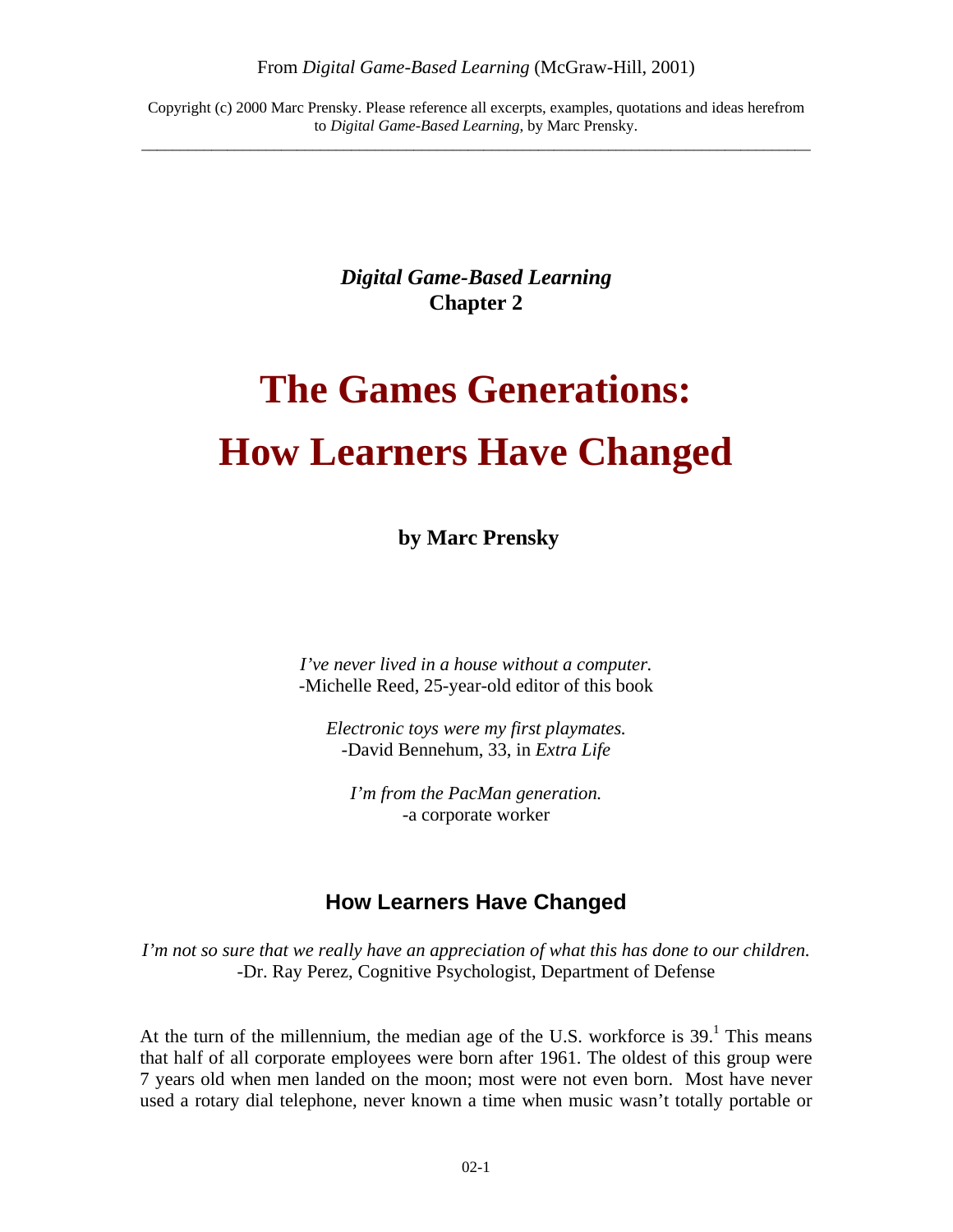From *Digital Game-Based Learning* (McGraw-Hill, 2001)

Copyright (c) 2000 Marc Prensky. Please reference all excerpts, examples, quotations and ideas herefrom to *Digital Game-Based Learning*, by Marc Prensky.

---

***Digital Game-Based Learning***
**Chapter 2**

# The Games Generations: How Learners Have Changed

**by Marc Prensky**

*I've never lived in a house without a computer.*
-Michelle Reed, 25-year-old editor of this book

*Electronic toys were my first playmates.*
-David Bennehum, 33, in *Extra Life*

*I'm from the PacMan generation.*
-a corporate worker

## How Learners Have Changed

*I'm not so sure that we really have an appreciation of what this has done to our children.*
-Dr. Ray Perez, Cognitive Psychologist, Department of Defense

At the turn of the millennium, the median age of the U.S. workforce is 39.[1] This means that half of all corporate employees were born after 1961. The oldest of this group were 7 years old when men landed on the moon; most were not even born. Most have never used a rotary dial telephone, never known a time when music wasn't totally portable or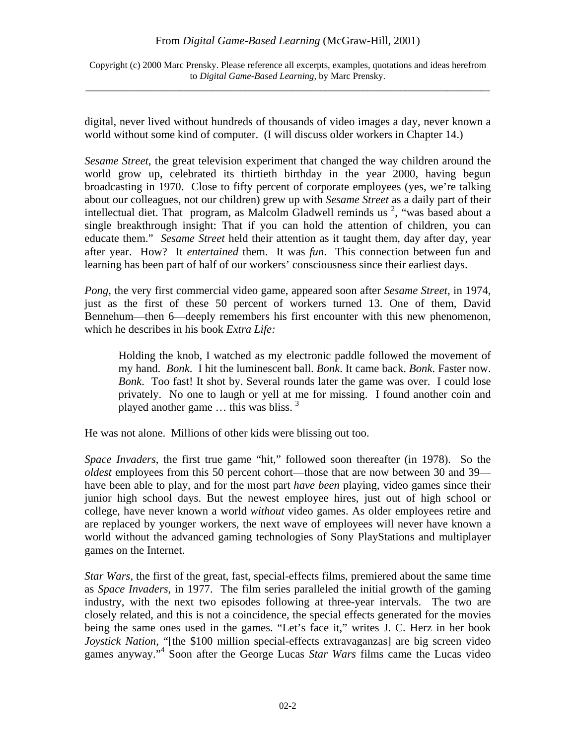digital, never lived without hundreds of thousands of video images a day, never known a world without some kind of computer. (I will discuss older workers in Chapter 14.)

*Sesame Street*, the great television experiment that changed the way children around the world grow up, celebrated its thirtieth birthday in the year 2000, having begun broadcasting in 1970. Close to fifty percent of corporate employees (yes, we're talking about our colleagues, not our children) grew up with *Sesame Street* as a daily part of their intellectual diet. That program, as Malcolm Gladwell reminds us [2], "was based about a single breakthrough insight: That if you can hold the attention of children, you can educate them." *Sesame Street* held their attention as it taught them, day after day, year after year. How? It *entertained* them. It was *fun*. This connection between fun and learning has been part of half of our workers' consciousness since their earliest days.

*Pong*, the very first commercial video game, appeared soon after *Sesame Street*, in 1974, just as the first of these 50 percent of workers turned 13. One of them, David Bennehum—then 6—deeply remembers his first encounter with this new phenomenon, which he describes in his book *Extra Life:*

> Holding the knob, I watched as my electronic paddle followed the movement of my hand. *Bonk.* I hit the luminescent ball. *Bonk*. It came back. *Bonk*. Faster now. *Bonk*. Too fast! It shot by. Several rounds later the game was over. I could lose privately. No one to laugh or yell at me for missing. I found another coin and played another game … this was bliss. [3]

He was not alone. Millions of other kids were blissing out too.

*Space Invaders*, the first true game "hit," followed soon thereafter (in 1978). So the *oldest* employees from this 50 percent cohort—those that are now between 30 and 39—have been able to play, and for the most part *have been* playing, video games since their junior high school days. But the newest employee hires, just out of high school or college, have never known a world *without* video games. As older employees retire and are replaced by younger workers, the next wave of employees will never have known a world without the advanced gaming technologies of Sony PlayStations and multiplayer games on the Internet.

*Star Wars*, the first of the great, fast, special-effects films, premiered about the same time as *Space Invaders*, in 1977. The film series paralleled the initial growth of the gaming industry, with the next two episodes following at three-year intervals. The two are closely related, and this is not a coincidence, the special effects generated for the movies being the same ones used in the games. "Let's face it," writes J. C. Herz in her book *Joystick Nation*, "[the $100 million special-effects extravaganzas] are big screen video games anyway."[4] Soon after the George Lucas *Star Wars* films came the Lucas video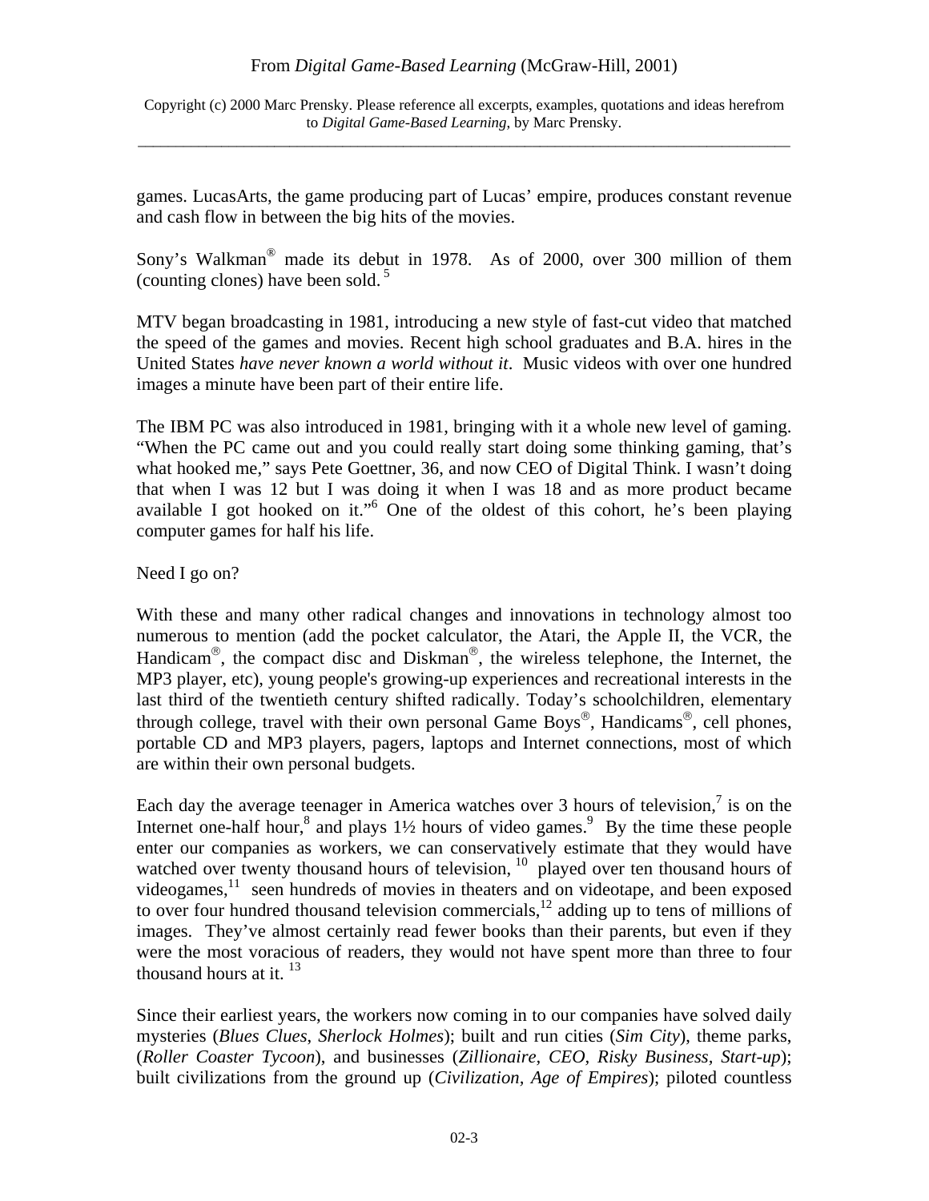games. LucasArts, the game producing part of Lucas' empire, produces constant revenue and cash flow in between the big hits of the movies.

Sony's Walkman® made its debut in 1978. As of 2000, over 300 million of them (counting clones) have been sold. [5]

MTV began broadcasting in 1981, introducing a new style of fast-cut video that matched the speed of the games and movies. Recent high school graduates and B.A. hires in the United States *have never known a world without it*. Music videos with over one hundred images a minute have been part of their entire life.

The IBM PC was also introduced in 1981, bringing with it a whole new level of gaming. "When the PC came out and you could really start doing some thinking gaming, that's what hooked me," says Pete Goettner, 36, and now CEO of Digital Think. I wasn't doing that when I was 12 but I was doing it when I was 18 and as more product became available I got hooked on it."[6] One of the oldest of this cohort, he's been playing computer games for half his life.

Need I go on?

With these and many other radical changes and innovations in technology almost too numerous to mention (add the pocket calculator, the Atari, the Apple II, the VCR, the Handicam®, the compact disc and Diskman®, the wireless telephone, the Internet, the MP3 player, etc), young people's growing-up experiences and recreational interests in the last third of the twentieth century shifted radically. Today's schoolchildren, elementary through college, travel with their own personal Game Boys®, Handicams®, cell phones, portable CD and MP3 players, pagers, laptops and Internet connections, most of which are within their own personal budgets.

Each day the average teenager in America watches over 3 hours of television,[7] is on the Internet one-half hour,[8] and plays 1½ hours of video games.[9] By the time these people enter our companies as workers, we can conservatively estimate that they would have watched over twenty thousand hours of television, [10] played over ten thousand hours of videogames,[11] seen hundreds of movies in theaters and on videotape, and been exposed to over four hundred thousand television commercials,[12] adding up to tens of millions of images. They've almost certainly read fewer books than their parents, but even if they were the most voracious of readers, they would not have spent more than three to four thousand hours at it. [13]

Since their earliest years, the workers now coming in to our companies have solved daily mysteries (*Blues Clues*, *Sherlock Holmes*); built and run cities (*Sim City*), theme parks, (*Roller Coaster Tycoon*), and businesses (*Zillionaire, CEO, Risky Business, Start-up*); built civilizations from the ground up (*Civilization, Age of Empires*); piloted countless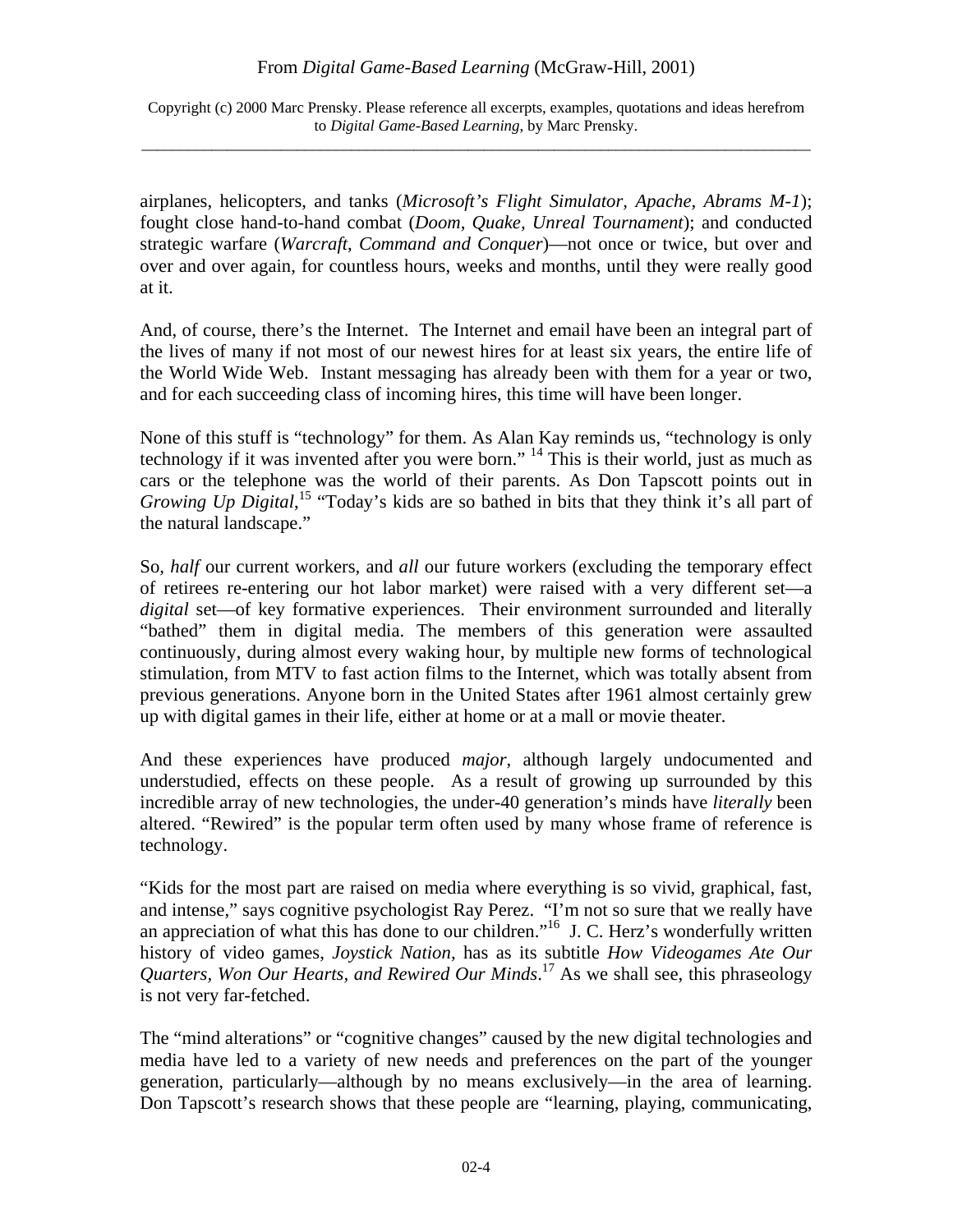airplanes, helicopters, and tanks (*Microsoft's Flight Simulator, Apache, Abrams M-1*); fought close hand-to-hand combat (*Doom*, *Quake*, *Unreal Tournament*); and conducted strategic warfare (*Warcraft*, *Command and Conquer*)—not once or twice, but over and over and over again, for countless hours, weeks and months, until they were really good at it.

And, of course, there's the Internet. The Internet and email have been an integral part of the lives of many if not most of our newest hires for at least six years, the entire life of the World Wide Web. Instant messaging has already been with them for a year or two, and for each succeeding class of incoming hires, this time will have been longer.

None of this stuff is "technology" for them. As Alan Kay reminds us, "technology is only technology if it was invented after you were born." [14] This is their world, just as much as cars or the telephone was the world of their parents. As Don Tapscott points out in *Growing Up Digital*,[15] "Today's kids are so bathed in bits that they think it's all part of the natural landscape."

So, *half* our current workers, and *all* our future workers (excluding the temporary effect of retirees re-entering our hot labor market) were raised with a very different set—a *digital* set—of key formative experiences. Their environment surrounded and literally "bathed" them in digital media. The members of this generation were assaulted continuously, during almost every waking hour, by multiple new forms of technological stimulation, from MTV to fast action films to the Internet, which was totally absent from previous generations. Anyone born in the United States after 1961 almost certainly grew up with digital games in their life, either at home or at a mall or movie theater.

And these experiences have produced *major*, although largely undocumented and understudied, effects on these people. As a result of growing up surrounded by this incredible array of new technologies, the under-40 generation's minds have *literally* been altered. "Rewired" is the popular term often used by many whose frame of reference is technology.

"Kids for the most part are raised on media where everything is so vivid, graphical, fast, and intense," says cognitive psychologist Ray Perez. "I'm not so sure that we really have an appreciation of what this has done to our children."[16] J. C. Herz's wonderfully written history of video games, *Joystick Nation*, has as its subtitle *How Videogames Ate Our Quarters, Won Our Hearts, and Rewired Our Minds*.[17] As we shall see, this phraseology is not very far-fetched.

The "mind alterations" or "cognitive changes" caused by the new digital technologies and media have led to a variety of new needs and preferences on the part of the younger generation, particularly—although by no means exclusively—in the area of learning. Don Tapscott's research shows that these people are "learning, playing, communicating,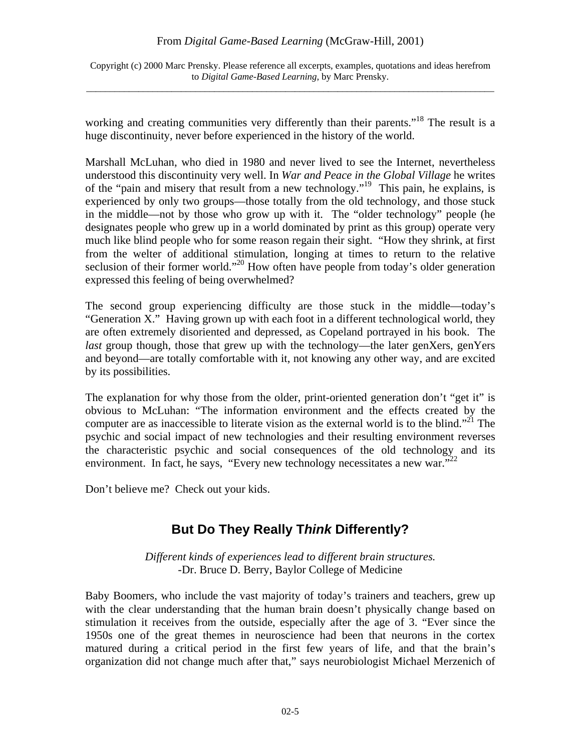working and creating communities very differently than their parents."[18] The result is a huge discontinuity, never before experienced in the history of the world.

Marshall McLuhan, who died in 1980 and never lived to see the Internet, nevertheless understood this discontinuity very well. In *War and Peace in the Global Village* he writes of the "pain and misery that result from a new technology."[19] This pain, he explains, is experienced by only two groups—those totally from the old technology, and those stuck in the middle—not by those who grow up with it. The "older technology" people (he designates people who grew up in a world dominated by print as this group) operate very much like blind people who for some reason regain their sight. "How they shrink, at first from the welter of additional stimulation, longing at times to return to the relative seclusion of their former world."[20] How often have people from today's older generation expressed this feeling of being overwhelmed?

The second group experiencing difficulty are those stuck in the middle—today's "Generation X." Having grown up with each foot in a different technological world, they are often extremely disoriented and depressed, as Copeland portrayed in his book. The *last* group though, those that grew up with the technology—the later genXers, genYers and beyond—are totally comfortable with it, not knowing any other way, and are excited by its possibilities.

The explanation for why those from the older, print-oriented generation don't "get it" is obvious to McLuhan: "The information environment and the effects created by the computer are as inaccessible to literate vision as the external world is to the blind."[21] The psychic and social impact of new technologies and their resulting environment reverses the characteristic psychic and social consequences of the old technology and its environment. In fact, he says, "Every new technology necessitates a new war."[22]

Don't believe me? Check out your kids.

## But Do They Really T*hink* Differently?

*Different kinds of experiences lead to different brain structures.*
-Dr. Bruce D. Berry, Baylor College of Medicine

Baby Boomers, who include the vast majority of today's trainers and teachers, grew up with the clear understanding that the human brain doesn't physically change based on stimulation it receives from the outside, especially after the age of 3. "Ever since the 1950s one of the great themes in neuroscience had been that neurons in the cortex matured during a critical period in the first few years of life, and that the brain's organization did not change much after that," says neurobiologist Michael Merzenich of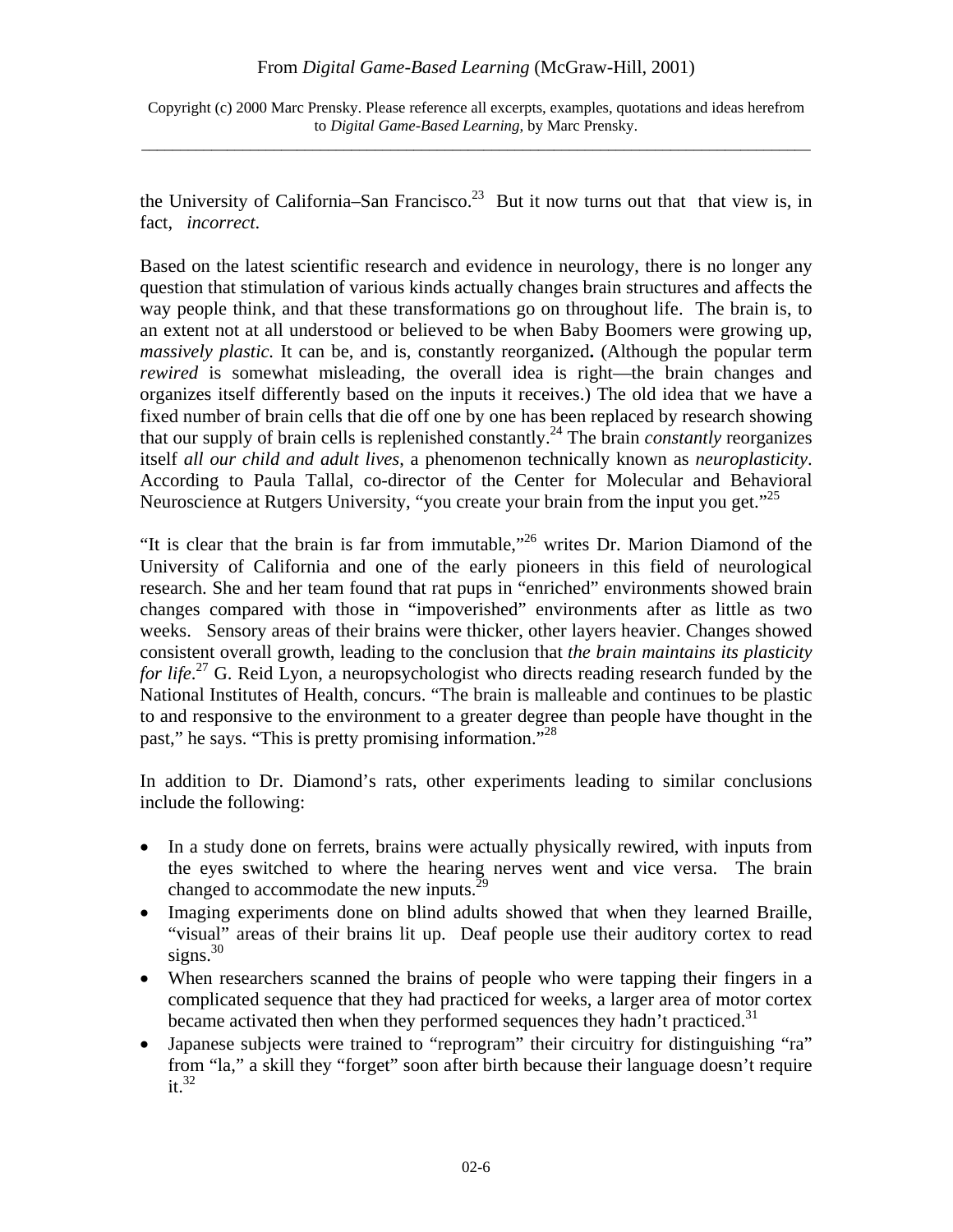the University of California–San Francisco.[23] But it now turns out that that view is, in fact, *incorrect.*

Based on the latest scientific research and evidence in neurology, there is no longer any question that stimulation of various kinds actually changes brain structures and affects the way people think, and that these transformations go on throughout life. The brain is, to an extent not at all understood or believed to be when Baby Boomers were growing up, *massively plastic.* It can be, and is, constantly reorganized**.** (Although the popular term *rewired* is somewhat misleading, the overall idea is right—the brain changes and organizes itself differently based on the inputs it receives.) The old idea that we have a fixed number of brain cells that die off one by one has been replaced by research showing that our supply of brain cells is replenished constantly.[24] The brain *constantly* reorganizes itself *all our child and adult lives*, a phenomenon technically known as *neuroplasticity*. According to Paula Tallal, co-director of the Center for Molecular and Behavioral Neuroscience at Rutgers University, "you create your brain from the input you get."[25]

"It is clear that the brain is far from immutable,"[26] writes Dr. Marion Diamond of the University of California and one of the early pioneers in this field of neurological research. She and her team found that rat pups in "enriched" environments showed brain changes compared with those in "impoverished" environments after as little as two weeks. Sensory areas of their brains were thicker, other layers heavier. Changes showed consistent overall growth, leading to the conclusion that *the brain maintains its plasticity for life*.[27] G. Reid Lyon, a neuropsychologist who directs reading research funded by the National Institutes of Health, concurs. "The brain is malleable and continues to be plastic to and responsive to the environment to a greater degree than people have thought in the past," he says. "This is pretty promising information."[28]

In addition to Dr. Diamond's rats, other experiments leading to similar conclusions include the following:

- In a study done on ferrets, brains were actually physically rewired, with inputs from the eyes switched to where the hearing nerves went and vice versa. The brain changed to accommodate the new inputs.[29]
- Imaging experiments done on blind adults showed that when they learned Braille, "visual" areas of their brains lit up. Deaf people use their auditory cortex to read signs.[30]
- When researchers scanned the brains of people who were tapping their fingers in a complicated sequence that they had practiced for weeks, a larger area of motor cortex became activated then when they performed sequences they hadn't practiced.[31]
- Japanese subjects were trained to "reprogram" their circuitry for distinguishing "ra" from "la," a skill they "forget" soon after birth because their language doesn't require it.[32]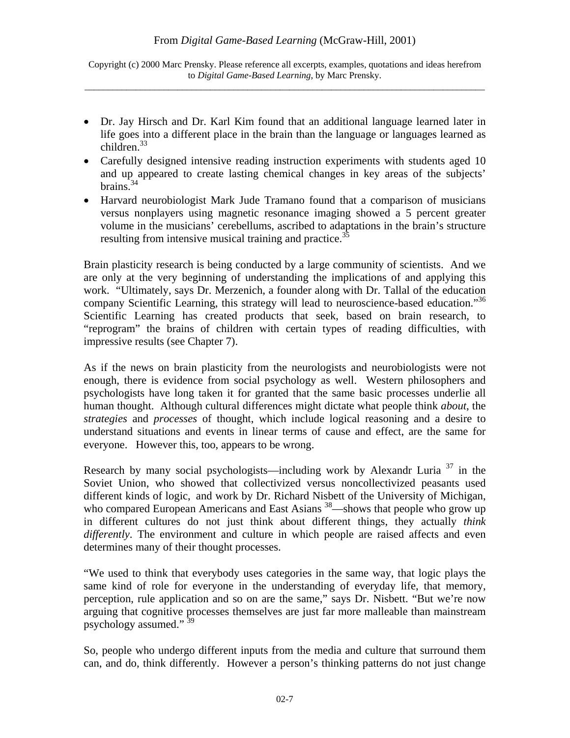- Dr. Jay Hirsch and Dr. Karl Kim found that an additional language learned later in life goes into a different place in the brain than the language or languages learned as children.[33]
- Carefully designed intensive reading instruction experiments with students aged 10 and up appeared to create lasting chemical changes in key areas of the subjects' brains.[34]
- Harvard neurobiologist Mark Jude Tramano found that a comparison of musicians versus nonplayers using magnetic resonance imaging showed a 5 percent greater volume in the musicians' cerebellums, ascribed to adaptations in the brain's structure resulting from intensive musical training and practice.[35]

Brain plasticity research is being conducted by a large community of scientists. And we are only at the very beginning of understanding the implications of and applying this work. "Ultimately, says Dr. Merzenich, a founder along with Dr. Tallal of the education company Scientific Learning, this strategy will lead to neuroscience-based education."[36] Scientific Learning has created products that seek, based on brain research, to "reprogram" the brains of children with certain types of reading difficulties, with impressive results (see Chapter 7).

As if the news on brain plasticity from the neurologists and neurobiologists were not enough, there is evidence from social psychology as well. Western philosophers and psychologists have long taken it for granted that the same basic processes underlie all human thought. Although cultural differences might dictate what people think *about*, the *strategies* and *processes* of thought, which include logical reasoning and a desire to understand situations and events in linear terms of cause and effect, are the same for everyone. However this, too, appears to be wrong.

Research by many social psychologists—including work by Alexandr Luria [37] in the Soviet Union, who showed that collectivized versus noncollectivized peasants used different kinds of logic, and work by Dr. Richard Nisbett of the University of Michigan, who compared European Americans and East Asians [38]—shows that people who grow up in different cultures do not just think about different things, they actually *think differently*. The environment and culture in which people are raised affects and even determines many of their thought processes.

"We used to think that everybody uses categories in the same way, that logic plays the same kind of role for everyone in the understanding of everyday life, that memory, perception, rule application and so on are the same," says Dr. Nisbett. "But we're now arguing that cognitive processes themselves are just far more malleable than mainstream psychology assumed." [39]

So, people who undergo different inputs from the media and culture that surround them can, and do, think differently. However a person's thinking patterns do not just change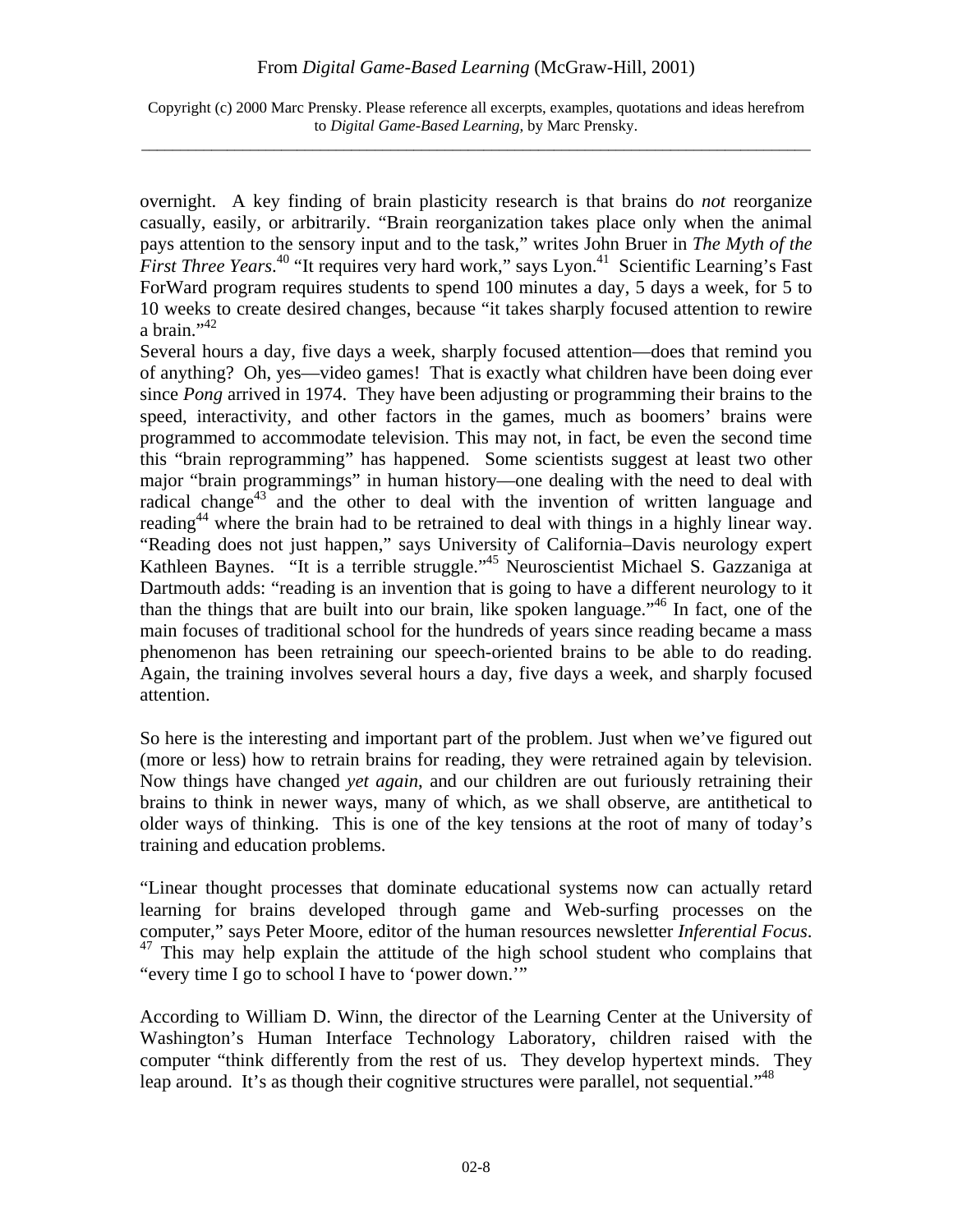overnight. A key finding of brain plasticity research is that brains do *not* reorganize casually, easily, or arbitrarily. "Brain reorganization takes place only when the animal pays attention to the sensory input and to the task," writes John Bruer in *The Myth of the First Three Years*.[40] "It requires very hard work," says Lyon.[41] Scientific Learning's Fast ForWard program requires students to spend 100 minutes a day, 5 days a week, for 5 to 10 weeks to create desired changes, because "it takes sharply focused attention to rewire a brain."[42]

Several hours a day, five days a week, sharply focused attention—does that remind you of anything? Oh, yes—video games! That is exactly what children have been doing ever since *Pong* arrived in 1974. They have been adjusting or programming their brains to the speed, interactivity, and other factors in the games, much as boomers' brains were programmed to accommodate television. This may not, in fact, be even the second time this "brain reprogramming" has happened. Some scientists suggest at least two other major "brain programmings" in human history—one dealing with the need to deal with radical change[43] and the other to deal with the invention of written language and reading[44] where the brain had to be retrained to deal with things in a highly linear way. "Reading does not just happen," says University of California–Davis neurology expert Kathleen Baynes. "It is a terrible struggle."[45] Neuroscientist Michael S. Gazzaniga at Dartmouth adds: "reading is an invention that is going to have a different neurology to it than the things that are built into our brain, like spoken language."[46] In fact, one of the main focuses of traditional school for the hundreds of years since reading became a mass phenomenon has been retraining our speech-oriented brains to be able to do reading. Again, the training involves several hours a day, five days a week, and sharply focused attention.

So here is the interesting and important part of the problem. Just when we've figured out (more or less) how to retrain brains for reading, they were retrained again by television. Now things have changed *yet again*, and our children are out furiously retraining their brains to think in newer ways, many of which, as we shall observe, are antithetical to older ways of thinking. This is one of the key tensions at the root of many of today's training and education problems.

"Linear thought processes that dominate educational systems now can actually retard learning for brains developed through game and Web-surfing processes on the computer," says Peter Moore, editor of the human resources newsletter *Inferential Focus*.[47] This may help explain the attitude of the high school student who complains that "every time I go to school I have to 'power down.'"

According to William D. Winn, the director of the Learning Center at the University of Washington's Human Interface Technology Laboratory, children raised with the computer "think differently from the rest of us. They develop hypertext minds. They leap around. It's as though their cognitive structures were parallel, not sequential."[48]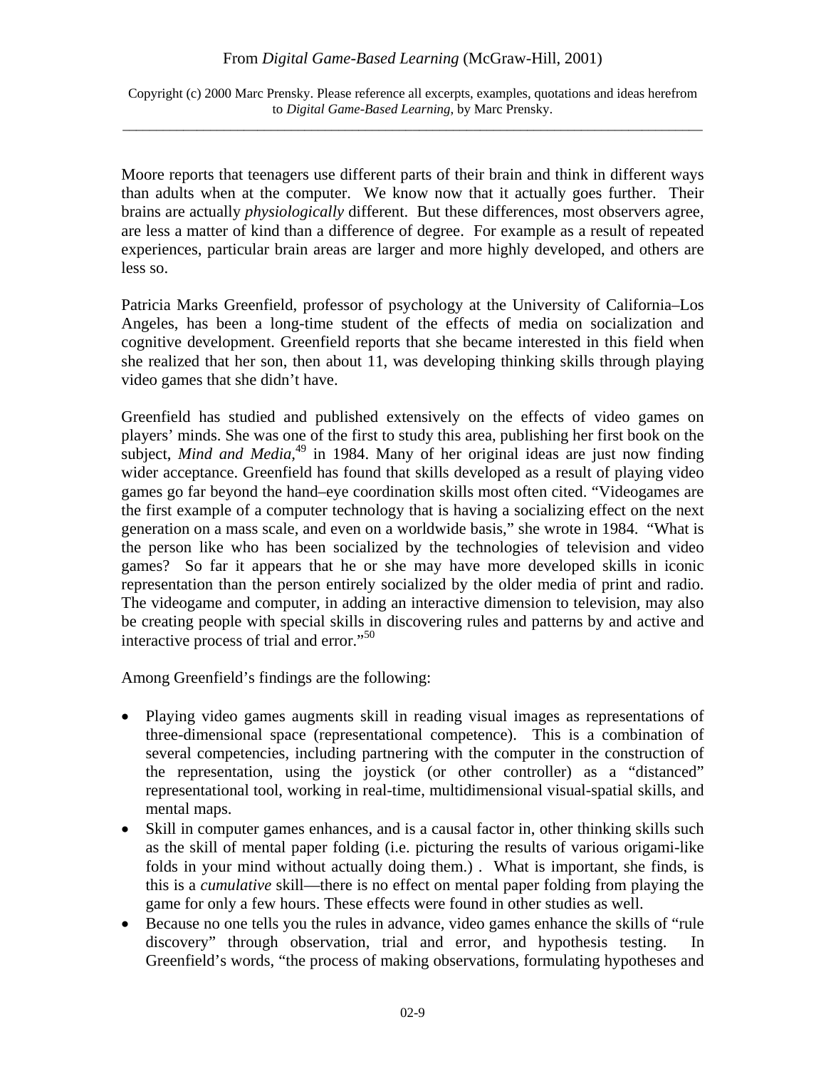Moore reports that teenagers use different parts of their brain and think in different ways than adults when at the computer. We know now that it actually goes further. Their brains are actually *physiologically* different. But these differences, most observers agree, are less a matter of kind than a difference of degree. For example as a result of repeated experiences, particular brain areas are larger and more highly developed, and others are less so.

Patricia Marks Greenfield, professor of psychology at the University of California–Los Angeles, has been a long-time student of the effects of media on socialization and cognitive development. Greenfield reports that she became interested in this field when she realized that her son, then about 11, was developing thinking skills through playing video games that she didn't have.

Greenfield has studied and published extensively on the effects of video games on players' minds. She was one of the first to study this area, publishing her first book on the subject, *Mind and Media*,[49] in 1984. Many of her original ideas are just now finding wider acceptance. Greenfield has found that skills developed as a result of playing video games go far beyond the hand–eye coordination skills most often cited. "Videogames are the first example of a computer technology that is having a socializing effect on the next generation on a mass scale, and even on a worldwide basis," she wrote in 1984. "What is the person like who has been socialized by the technologies of television and video games? So far it appears that he or she may have more developed skills in iconic representation than the person entirely socialized by the older media of print and radio. The videogame and computer, in adding an interactive dimension to television, may also be creating people with special skills in discovering rules and patterns by and active and interactive process of trial and error."[50]

Among Greenfield's findings are the following:

- Playing video games augments skill in reading visual images as representations of three-dimensional space (representational competence). This is a combination of several competencies, including partnering with the computer in the construction of the representation, using the joystick (or other controller) as a "distanced" representational tool, working in real-time, multidimensional visual-spatial skills, and mental maps.
- Skill in computer games enhances, and is a causal factor in, other thinking skills such as the skill of mental paper folding (i.e. picturing the results of various origami-like folds in your mind without actually doing them.) . What is important, she finds, is this is a *cumulative* skill—there is no effect on mental paper folding from playing the game for only a few hours. These effects were found in other studies as well.
- Because no one tells you the rules in advance, video games enhance the skills of "rule discovery" through observation, trial and error, and hypothesis testing. In Greenfield's words, "the process of making observations, formulating hypotheses and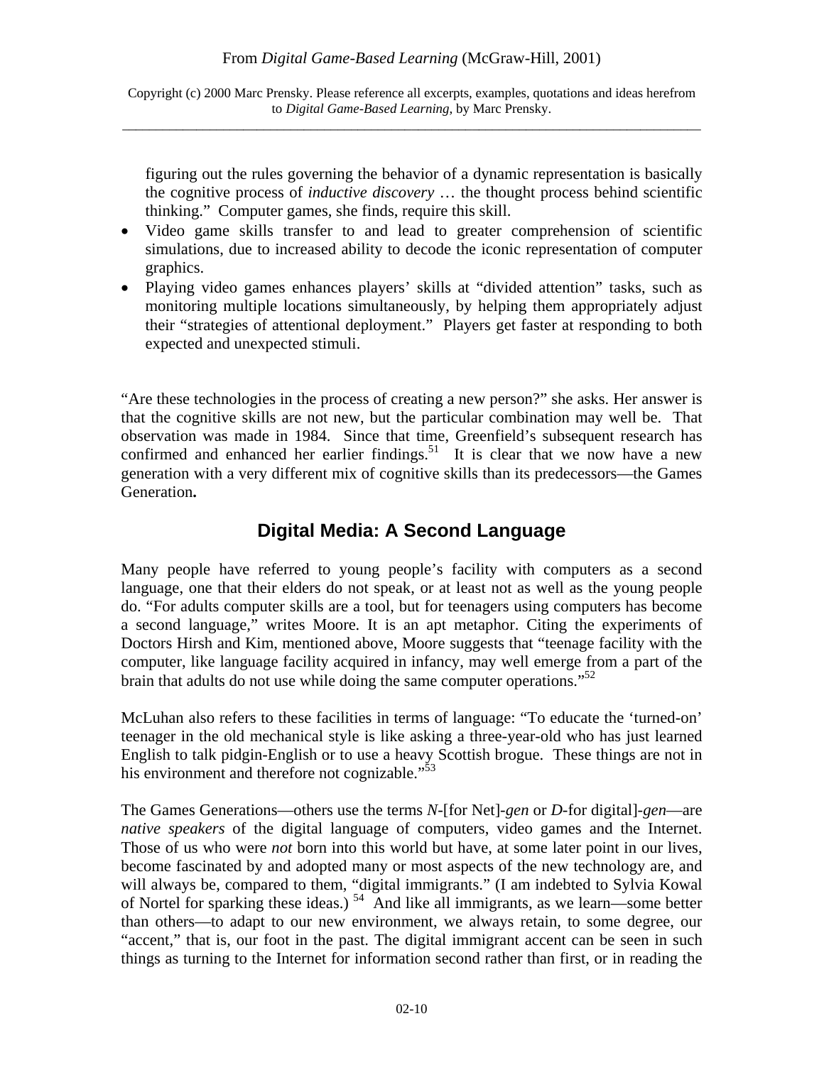figuring out the rules governing the behavior of a dynamic representation is basically the cognitive process of *inductive discovery* … the thought process behind scientific thinking." Computer games, she finds, require this skill.

- Video game skills transfer to and lead to greater comprehension of scientific simulations, due to increased ability to decode the iconic representation of computer graphics.
- Playing video games enhances players' skills at "divided attention" tasks, such as monitoring multiple locations simultaneously, by helping them appropriately adjust their "strategies of attentional deployment." Players get faster at responding to both expected and unexpected stimuli.

"Are these technologies in the process of creating a new person?" she asks. Her answer is that the cognitive skills are not new, but the particular combination may well be. That observation was made in 1984. Since that time, Greenfield's subsequent research has confirmed and enhanced her earlier findings.[51] It is clear that we now have a new generation with a very different mix of cognitive skills than its predecessors—the Games Generation**.**

## Digital Media: A Second Language

Many people have referred to young people's facility with computers as a second language, one that their elders do not speak, or at least not as well as the young people do. "For adults computer skills are a tool, but for teenagers using computers has become a second language," writes Moore. It is an apt metaphor. Citing the experiments of Doctors Hirsh and Kim, mentioned above, Moore suggests that "teenage facility with the computer, like language facility acquired in infancy, may well emerge from a part of the brain that adults do not use while doing the same computer operations."[52]

McLuhan also refers to these facilities in terms of language: "To educate the 'turned-on' teenager in the old mechanical style is like asking a three-year-old who has just learned English to talk pidgin-English or to use a heavy Scottish brogue. These things are not in his environment and therefore not cognizable."[53]

The Games Generations—others use the terms *N*-[for Net]-*gen* or *D*-for digital]-*gen*—are *native speakers* of the digital language of computers, video games and the Internet. Those of us who were *not* born into this world but have, at some later point in our lives, become fascinated by and adopted many or most aspects of the new technology are, and will always be, compared to them, "digital immigrants." (I am indebted to Sylvia Kowal of Nortel for sparking these ideas.) [54] And like all immigrants, as we learn—some better than others—to adapt to our new environment, we always retain, to some degree, our "accent," that is, our foot in the past. The digital immigrant accent can be seen in such things as turning to the Internet for information second rather than first, or in reading the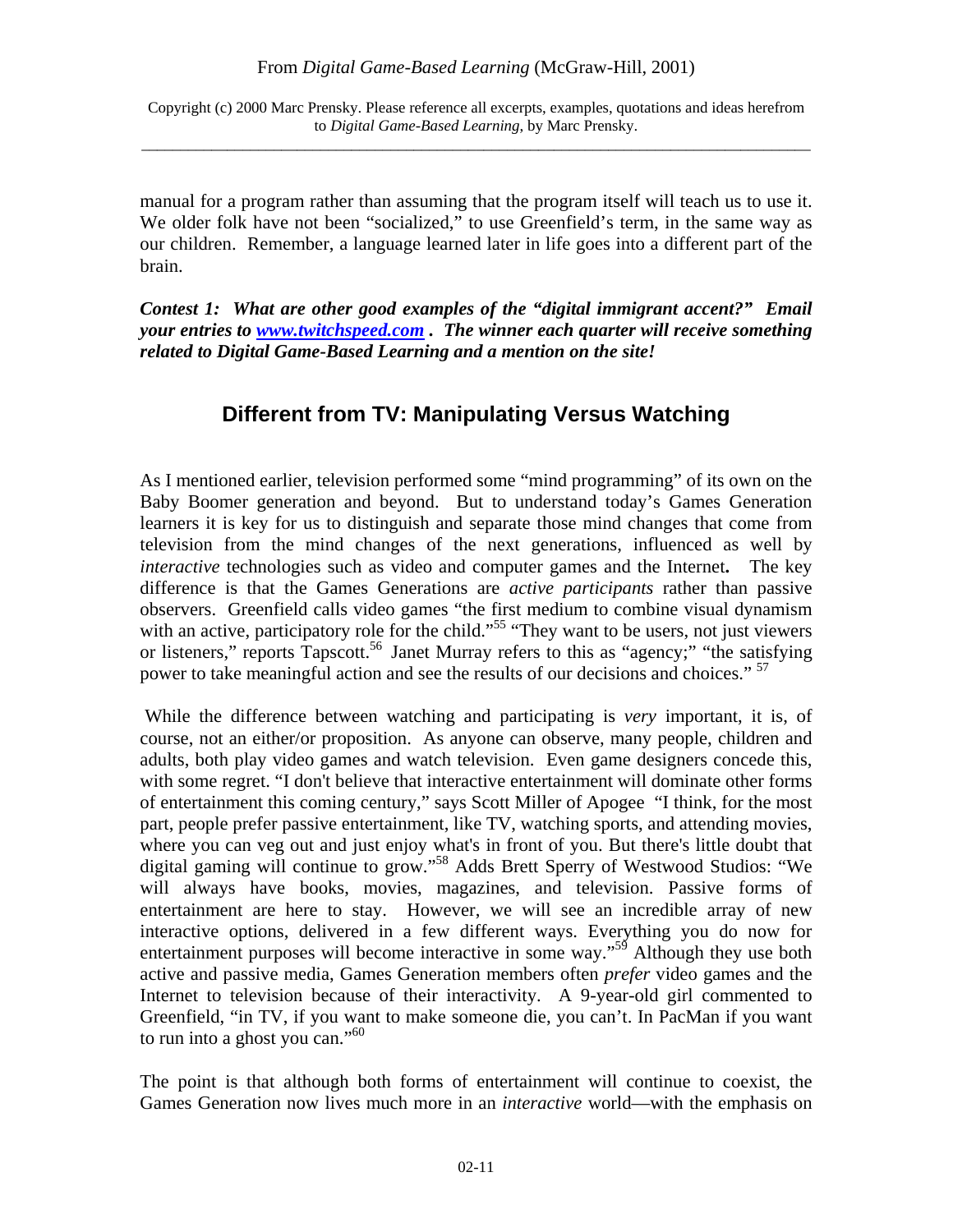manual for a program rather than assuming that the program itself will teach us to use it. We older folk have not been "socialized," to use Greenfield's term, in the same way as our children. Remember, a language learned later in life goes into a different part of the brain.

***Contest 1: What are other good examples of the "digital immigrant accent?" Email your entries to [www.twitchspeed.com](http://www.twitchspeed.com) . The winner each quarter will receive something related to Digital Game-Based Learning and a mention on the site!***

## Different from TV: Manipulating Versus Watching

As I mentioned earlier, television performed some "mind programming" of its own on the Baby Boomer generation and beyond. But to understand today's Games Generation learners it is key for us to distinguish and separate those mind changes that come from television from the mind changes of the next generations, influenced as well by *interactive* technologies such as video and computer games and the Internet**.** The key difference is that the Games Generations are *active participants* rather than passive observers. Greenfield calls video games "the first medium to combine visual dynamism with an active, participatory role for the child."[55] "They want to be users, not just viewers or listeners," reports Tapscott.[56] Janet Murray refers to this as "agency;" "the satisfying power to take meaningful action and see the results of our decisions and choices." [57]

While the difference between watching and participating is *very* important, it is, of course, not an either/or proposition. As anyone can observe, many people, children and adults, both play video games and watch television. Even game designers concede this, with some regret. "I don't believe that interactive entertainment will dominate other forms of entertainment this coming century," says Scott Miller of Apogee "I think, for the most part, people prefer passive entertainment, like TV, watching sports, and attending movies, where you can veg out and just enjoy what's in front of you. But there's little doubt that digital gaming will continue to grow."[58] Adds Brett Sperry of Westwood Studios: "We will always have books, movies, magazines, and television. Passive forms of entertainment are here to stay. However, we will see an incredible array of new interactive options, delivered in a few different ways. Everything you do now for entertainment purposes will become interactive in some way."[59] Although they use both active and passive media, Games Generation members often *prefer* video games and the Internet to television because of their interactivity. A 9-year-old girl commented to Greenfield, "in TV, if you want to make someone die, you can't. In PacMan if you want to run into a ghost you can."[60]

The point is that although both forms of entertainment will continue to coexist, the Games Generation now lives much more in an *interactive* world—with the emphasis on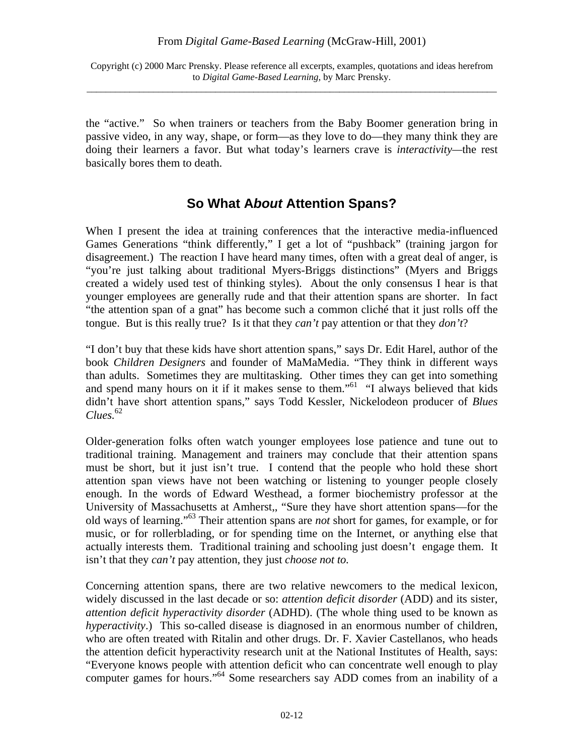the "active." So when trainers or teachers from the Baby Boomer generation bring in passive video, in any way, shape, or form—as they love to do—they many think they are doing their learners a favor. But what today's learners crave is *interactivity*—the rest basically bores them to death.

## So What A*bout* Attention Spans?

When I present the idea at training conferences that the interactive media-influenced Games Generations "think differently," I get a lot of "pushback" (training jargon for disagreement.) The reaction I have heard many times, often with a great deal of anger, is "you're just talking about traditional Myers-Briggs distinctions" (Myers and Briggs created a widely used test of thinking styles). About the only consensus I hear is that younger employees are generally rude and that their attention spans are shorter. In fact "the attention span of a gnat" has become such a common cliché that it just rolls off the tongue. But is this really true? Is it that they *can't* pay attention or that they *don't*?

"I don't buy that these kids have short attention spans," says Dr. Edit Harel, author of the book *Children Designers* and founder of MaMaMedia. "They think in different ways than adults. Sometimes they are multitasking. Other times they can get into something and spend many hours on it if it makes sense to them."[61] "I always believed that kids didn't have short attention spans," says Todd Kessler, Nickelodeon producer of *Blues Clues.*[62]

Older-generation folks often watch younger employees lose patience and tune out to traditional training. Management and trainers may conclude that their attention spans must be short, but it just isn't true. I contend that the people who hold these short attention span views have not been watching or listening to younger people closely enough. In the words of Edward Westhead, a former biochemistry professor at the University of Massachusetts at Amherst,, "Sure they have short attention spans—for the old ways of learning."[63] Their attention spans are *not* short for games, for example, or for music, or for rollerblading, or for spending time on the Internet, or anything else that actually interests them. Traditional training and schooling just doesn't engage them. It isn't that they *can't* pay attention, they just *choose not to.*

Concerning attention spans, there are two relative newcomers to the medical lexicon, widely discussed in the last decade or so: *attention deficit disorder* (ADD) and its sister, *attention deficit hyperactivity disorder* (ADHD). (The whole thing used to be known as *hyperactivity*.) This so-called disease is diagnosed in an enormous number of children, who are often treated with Ritalin and other drugs. Dr. F. Xavier Castellanos, who heads the attention deficit hyperactivity research unit at the National Institutes of Health, says: "Everyone knows people with attention deficit who can concentrate well enough to play computer games for hours."[64] Some researchers say ADD comes from an inability of a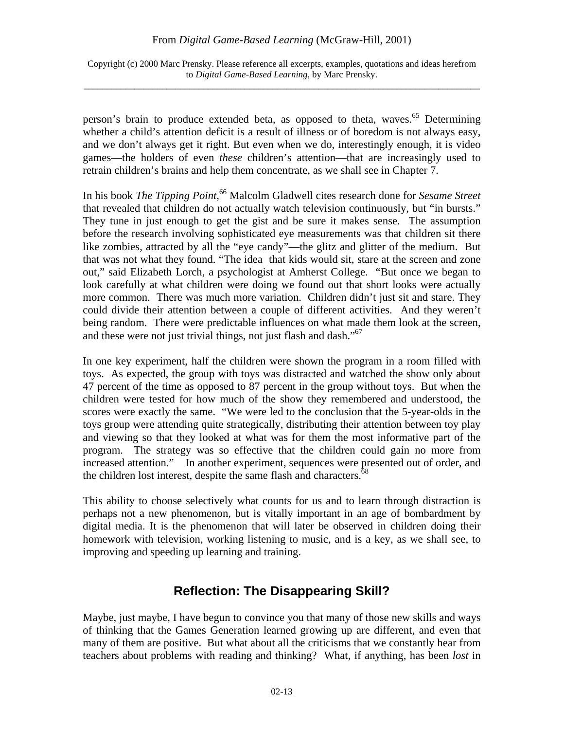person's brain to produce extended beta, as opposed to theta, waves.[65] Determining whether a child's attention deficit is a result of illness or of boredom is not always easy, and we don't always get it right. But even when we do, interestingly enough, it is video games—the holders of even *these* children's attention—that are increasingly used to retrain children's brains and help them concentrate, as we shall see in Chapter 7.

In his book *The Tipping Point*,[66] Malcolm Gladwell cites research done for *Sesame Street* that revealed that children do not actually watch television continuously, but "in bursts." They tune in just enough to get the gist and be sure it makes sense. The assumption before the research involving sophisticated eye measurements was that children sit there like zombies, attracted by all the "eye candy"—the glitz and glitter of the medium. But that was not what they found. "The idea that kids would sit, stare at the screen and zone out," said Elizabeth Lorch, a psychologist at Amherst College. "But once we began to look carefully at what children were doing we found out that short looks were actually more common. There was much more variation. Children didn't just sit and stare. They could divide their attention between a couple of different activities. And they weren't being random. There were predictable influences on what made them look at the screen, and these were not just trivial things, not just flash and dash."[67]

In one key experiment, half the children were shown the program in a room filled with toys. As expected, the group with toys was distracted and watched the show only about 47 percent of the time as opposed to 87 percent in the group without toys. But when the children were tested for how much of the show they remembered and understood, the scores were exactly the same. "We were led to the conclusion that the 5-year-olds in the toys group were attending quite strategically, distributing their attention between toy play and viewing so that they looked at what was for them the most informative part of the program. The strategy was so effective that the children could gain no more from increased attention." In another experiment, sequences were presented out of order, and the children lost interest, despite the same flash and characters.[68]

This ability to choose selectively what counts for us and to learn through distraction is perhaps not a new phenomenon, but is vitally important in an age of bombardment by digital media. It is the phenomenon that will later be observed in children doing their homework with television, working listening to music, and is a key, as we shall see, to improving and speeding up learning and training.

## Reflection: The Disappearing Skill?

Maybe, just maybe, I have begun to convince you that many of those new skills and ways of thinking that the Games Generation learned growing up are different, and even that many of them are positive. But what about all the criticisms that we constantly hear from teachers about problems with reading and thinking? What, if anything, has been *lost* in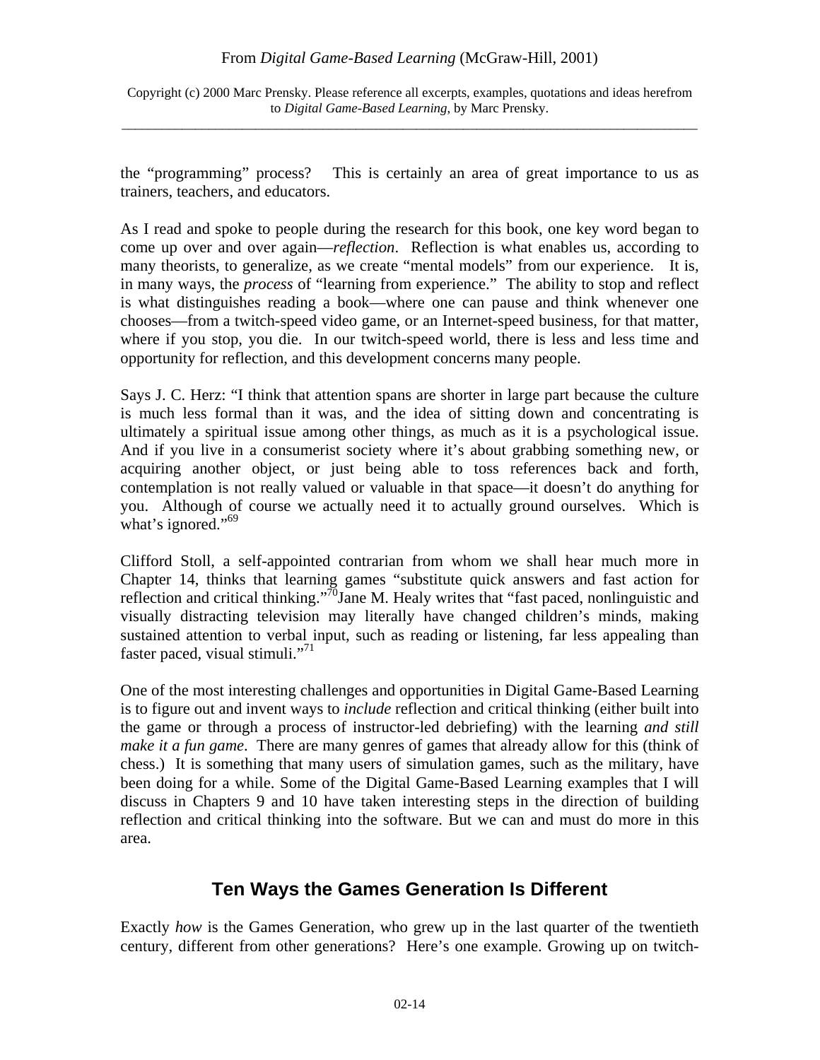the “programming” process? This is certainly an area of great importance to us as trainers, teachers, and educators.

As I read and spoke to people during the research for this book, one key word began to come up over and over again—*reflection*. Reflection is what enables us, according to many theorists, to generalize, as we create “mental models” from our experience. It is, in many ways, the *process* of “learning from experience.” The ability to stop and reflect is what distinguishes reading a book—where one can pause and think whenever one chooses—from a twitch-speed video game, or an Internet-speed business, for that matter, where if you stop, you die. In our twitch-speed world, there is less and less time and opportunity for reflection, and this development concerns many people.

Says J. C. Herz: “I think that attention spans are shorter in large part because the culture is much less formal than it was, and the idea of sitting down and concentrating is ultimately a spiritual issue among other things, as much as it is a psychological issue. And if you live in a consumerist society where it’s about grabbing something new, or acquiring another object, or just being able to toss references back and forth, contemplation is not really valued or valuable in that space—it doesn’t do anything for you. Although of course we actually need it to actually ground ourselves. Which is what’s ignored.”[69]

Clifford Stoll, a self-appointed contrarian from whom we shall hear much more in Chapter 14, thinks that learning games “substitute quick answers and fast action for reflection and critical thinking.”[70] Jane M. Healy writes that “fast paced, nonlinguistic and visually distracting television may literally have changed children’s minds, making sustained attention to verbal input, such as reading or listening, far less appealing than faster paced, visual stimuli.”[71]

One of the most interesting challenges and opportunities in Digital Game-Based Learning is to figure out and invent ways to *include* reflection and critical thinking (either built into the game or through a process of instructor-led debriefing) with the learning *and still make it a fun game*. There are many genres of games that already allow for this (think of chess.) It is something that many users of simulation games, such as the military, have been doing for a while. Some of the Digital Game-Based Learning examples that I will discuss in Chapters 9 and 10 have taken interesting steps in the direction of building reflection and critical thinking into the software. But we can and must do more in this area.

## Ten Ways the Games Generation Is Different

Exactly *how* is the Games Generation, who grew up in the last quarter of the twentieth century, different from other generations? Here’s one example. Growing up on twitch-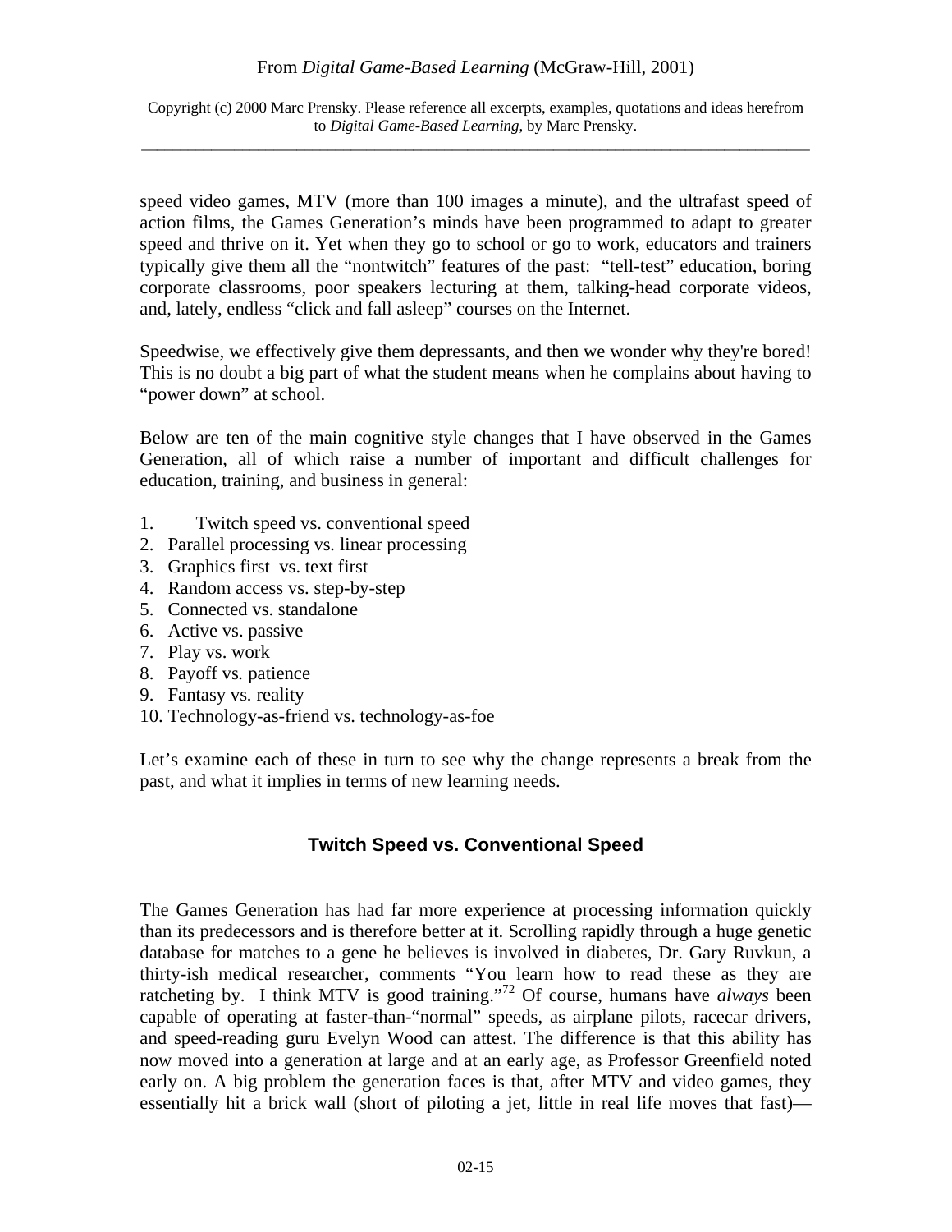speed video games, MTV (more than 100 images a minute), and the ultrafast speed of action films, the Games Generation's minds have been programmed to adapt to greater speed and thrive on it. Yet when they go to school or go to work, educators and trainers typically give them all the "nontwitch" features of the past: "tell-test" education, boring corporate classrooms, poor speakers lecturing at them, talking-head corporate videos, and, lately, endless "click and fall asleep" courses on the Internet.

Speedwise, we effectively give them depressants, and then we wonder why they're bored! This is no doubt a big part of what the student means when he complains about having to "power down" at school.

Below are ten of the main cognitive style changes that I have observed in the Games Generation, all of which raise a number of important and difficult challenges for education, training, and business in general:

1. Twitch speed vs. conventional speed
2. Parallel processing vs. linear processing
3. Graphics first vs. text first
4. Random access vs. step-by-step
5. Connected vs. standalone
6. Active vs. passive
7. Play vs. work
8. Payoff vs. patience
9. Fantasy vs. reality
10. Technology-as-friend vs. technology-as-foe

Let's examine each of these in turn to see why the change represents a break from the past, and what it implies in terms of new learning needs.

## Twitch Speed vs. Conventional Speed

The Games Generation has had far more experience at processing information quickly than its predecessors and is therefore better at it. Scrolling rapidly through a huge genetic database for matches to a gene he believes is involved in diabetes, Dr. Gary Ruvkun, a thirty-ish medical researcher, comments "You learn how to read these as they are ratcheting by. I think MTV is good training."[72] Of course, humans have *always* been capable of operating at faster-than-"normal" speeds, as airplane pilots, racecar drivers, and speed-reading guru Evelyn Wood can attest. The difference is that this ability has now moved into a generation at large and at an early age, as Professor Greenfield noted early on. A big problem the generation faces is that, after MTV and video games, they essentially hit a brick wall (short of piloting a jet, little in real life moves that fast)—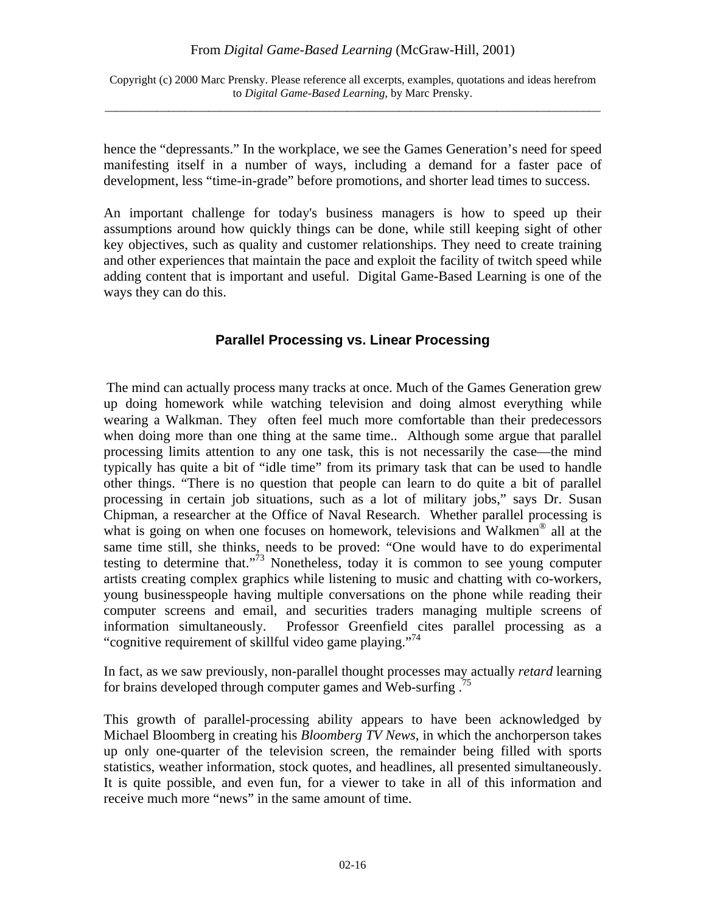hence the "depressants." In the workplace, we see the Games Generation's need for speed manifesting itself in a number of ways, including a demand for a faster pace of development, less "time-in-grade" before promotions, and shorter lead times to success.

An important challenge for today's business managers is how to speed up their assumptions around how quickly things can be done, while still keeping sight of other key objectives, such as quality and customer relationships. They need to create training and other experiences that maintain the pace and exploit the facility of twitch speed while adding content that is important and useful. Digital Game-Based Learning is one of the ways they can do this.

## Parallel Processing vs. Linear Processing

The mind can actually process many tracks at once. Much of the Games Generation grew up doing homework while watching television and doing almost everything while wearing a Walkman. They often feel much more comfortable than their predecessors when doing more than one thing at the same time.. Although some argue that parallel processing limits attention to any one task, this is not necessarily the case—the mind typically has quite a bit of "idle time" from its primary task that can be used to handle other things. "There is no question that people can learn to do quite a bit of parallel processing in certain job situations, such as a lot of military jobs," says Dr. Susan Chipman, a researcher at the Office of Naval Research. Whether parallel processing is what is going on when one focuses on homework, televisions and Walkmen® all at the same time still, she thinks, needs to be proved: "One would have to do experimental testing to determine that."[73] Nonetheless, today it is common to see young computer artists creating complex graphics while listening to music and chatting with co-workers, young businesspeople having multiple conversations on the phone while reading their computer screens and email, and securities traders managing multiple screens of information simultaneously. Professor Greenfield cites parallel processing as a "cognitive requirement of skillful video game playing."[74]

In fact, as we saw previously, non-parallel thought processes may actually *retard* learning for brains developed through computer games and Web-surfing .[75]

This growth of parallel-processing ability appears to have been acknowledged by Michael Bloomberg in creating his *Bloomberg TV News*, in which the anchorperson takes up only one-quarter of the television screen, the remainder being filled with sports statistics, weather information, stock quotes, and headlines, all presented simultaneously. It is quite possible, and even fun, for a viewer to take in all of this information and receive much more "news" in the same amount of time.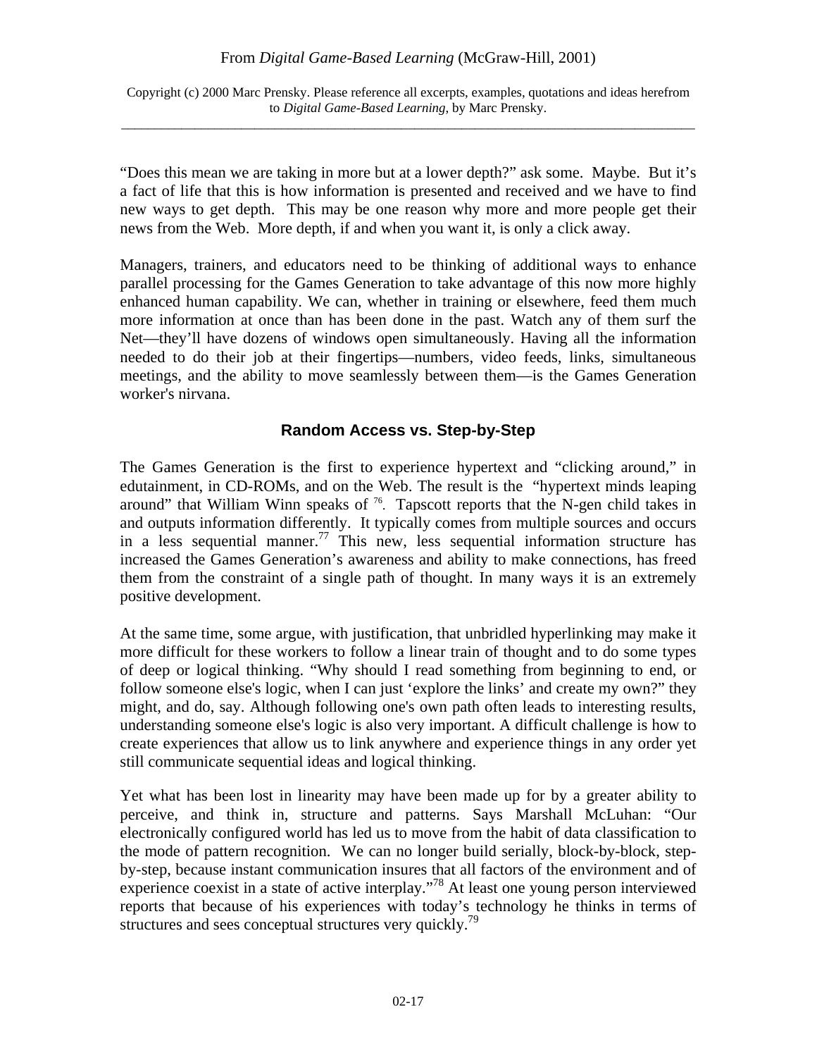"Does this mean we are taking in more but at a lower depth?" ask some. Maybe. But it's a fact of life that this is how information is presented and received and we have to find new ways to get depth. This may be one reason why more and more people get their news from the Web. More depth, if and when you want it, is only a click away.

Managers, trainers, and educators need to be thinking of additional ways to enhance parallel processing for the Games Generation to take advantage of this now more highly enhanced human capability. We can, whether in training or elsewhere, feed them much more information at once than has been done in the past. Watch any of them surf the Net—they'll have dozens of windows open simultaneously. Having all the information needed to do their job at their fingertips—numbers, video feeds, links, simultaneous meetings, and the ability to move seamlessly between them—is the Games Generation worker's nirvana.

### Random Access vs. Step-by-Step

The Games Generation is the first to experience hypertext and "clicking around," in edutainment, in CD-ROMs, and on the Web. The result is the "hypertext minds leaping around" that William Winn speaks of [76]. Tapscott reports that the N-gen child takes in and outputs information differently. It typically comes from multiple sources and occurs in a less sequential manner.[77] This new, less sequential information structure has increased the Games Generation's awareness and ability to make connections, has freed them from the constraint of a single path of thought. In many ways it is an extremely positive development.

At the same time, some argue, with justification, that unbridled hyperlinking may make it more difficult for these workers to follow a linear train of thought and to do some types of deep or logical thinking. "Why should I read something from beginning to end, or follow someone else's logic, when I can just 'explore the links' and create my own?" they might, and do, say. Although following one's own path often leads to interesting results, understanding someone else's logic is also very important. A difficult challenge is how to create experiences that allow us to link anywhere and experience things in any order yet still communicate sequential ideas and logical thinking.

Yet what has been lost in linearity may have been made up for by a greater ability to perceive, and think in, structure and patterns. Says Marshall McLuhan: "Our electronically configured world has led us to move from the habit of data classification to the mode of pattern recognition. We can no longer build serially, block-by-block, step-by-step, because instant communication insures that all factors of the environment and of experience coexist in a state of active interplay."[78] At least one young person interviewed reports that because of his experiences with today's technology he thinks in terms of structures and sees conceptual structures very quickly.[79]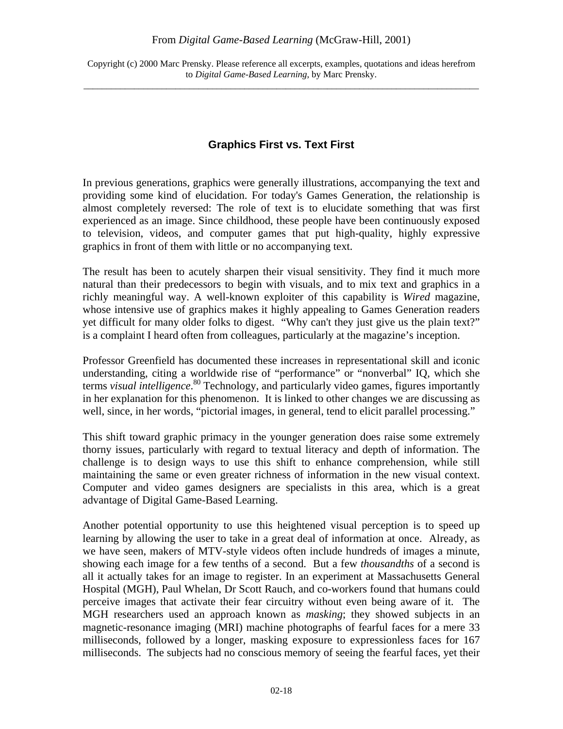## Graphics First vs. Text First

In previous generations, graphics were generally illustrations, accompanying the text and providing some kind of elucidation. For today's Games Generation, the relationship is almost completely reversed: The role of text is to elucidate something that was first experienced as an image. Since childhood, these people have been continuously exposed to television, videos, and computer games that put high-quality, highly expressive graphics in front of them with little or no accompanying text.

The result has been to acutely sharpen their visual sensitivity. They find it much more natural than their predecessors to begin with visuals, and to mix text and graphics in a richly meaningful way. A well-known exploiter of this capability is *Wired* magazine, whose intensive use of graphics makes it highly appealing to Games Generation readers yet difficult for many older folks to digest. "Why can't they just give us the plain text?" is a complaint I heard often from colleagues, particularly at the magazine's inception.

Professor Greenfield has documented these increases in representational skill and iconic understanding, citing a worldwide rise of "performance" or "nonverbal" IQ, which she terms *visual intelligence*.[80] Technology, and particularly video games, figures importantly in her explanation for this phenomenon. It is linked to other changes we are discussing as well, since, in her words, "pictorial images, in general, tend to elicit parallel processing."

This shift toward graphic primacy in the younger generation does raise some extremely thorny issues, particularly with regard to textual literacy and depth of information. The challenge is to design ways to use this shift to enhance comprehension, while still maintaining the same or even greater richness of information in the new visual context. Computer and video games designers are specialists in this area, which is a great advantage of Digital Game-Based Learning.

Another potential opportunity to use this heightened visual perception is to speed up learning by allowing the user to take in a great deal of information at once. Already, as we have seen, makers of MTV-style videos often include hundreds of images a minute, showing each image for a few tenths of a second. But a few *thousandths* of a second is all it actually takes for an image to register. In an experiment at Massachusetts General Hospital (MGH), Paul Whelan, Dr Scott Rauch, and co-workers found that humans could perceive images that activate their fear circuitry without even being aware of it. The MGH researchers used an approach known as *masking*; they showed subjects in an magnetic-resonance imaging (MRI) machine photographs of fearful faces for a mere 33 milliseconds, followed by a longer, masking exposure to expressionless faces for 167 milliseconds. The subjects had no conscious memory of seeing the fearful faces, yet their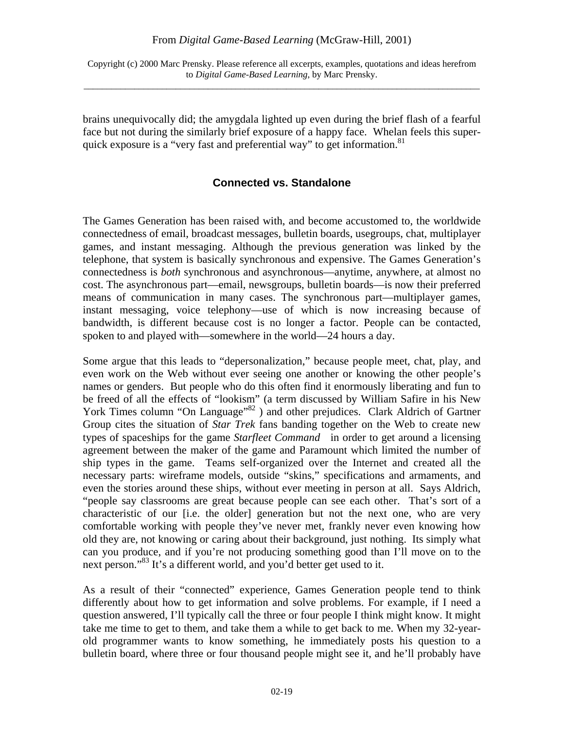brains unequivocally did; the amygdala lighted up even during the brief flash of a fearful face but not during the similarly brief exposure of a happy face. Whelan feels this super-quick exposure is a "very fast and preferential way" to get information.[81]

## Connected vs. Standalone

The Games Generation has been raised with, and become accustomed to, the worldwide connectedness of email, broadcast messages, bulletin boards, usegroups, chat, multiplayer games, and instant messaging. Although the previous generation was linked by the telephone, that system is basically synchronous and expensive. The Games Generation's connectedness is *both* synchronous and asynchronous—anytime, anywhere, at almost no cost. The asynchronous part—email, newsgroups, bulletin boards—is now their preferred means of communication in many cases. The synchronous part—multiplayer games, instant messaging, voice telephony—use of which is now increasing because of bandwidth, is different because cost is no longer a factor. People can be contacted, spoken to and played with—somewhere in the world—24 hours a day.

Some argue that this leads to "depersonalization," because people meet, chat, play, and even work on the Web without ever seeing one another or knowing the other people's names or genders. But people who do this often find it enormously liberating and fun to be freed of all the effects of "lookism" (a term discussed by William Safire in his New York Times column "On Language"[82] ) and other prejudices. Clark Aldrich of Gartner Group cites the situation of *Star Trek* fans banding together on the Web to create new types of spaceships for the game *Starfleet Command* in order to get around a licensing agreement between the maker of the game and Paramount which limited the number of ship types in the game. Teams self-organized over the Internet and created all the necessary parts: wireframe models, outside "skins," specifications and armaments, and even the stories around these ships, without ever meeting in person at all. Says Aldrich, "people say classrooms are great because people can see each other. That's sort of a characteristic of our [i.e. the older] generation but not the next one, who are very comfortable working with people they've never met, frankly never even knowing how old they are, not knowing or caring about their background, just nothing. Its simply what can you produce, and if you're not producing something good than I'll move on to the next person."[83] It's a different world, and you'd better get used to it.

As a result of their "connected" experience, Games Generation people tend to think differently about how to get information and solve problems. For example, if I need a question answered, I'll typically call the three or four people I think might know. It might take me time to get to them, and take them a while to get back to me. When my 32-year-old programmer wants to know something, he immediately posts his question to a bulletin board, where three or four thousand people might see it, and he'll probably have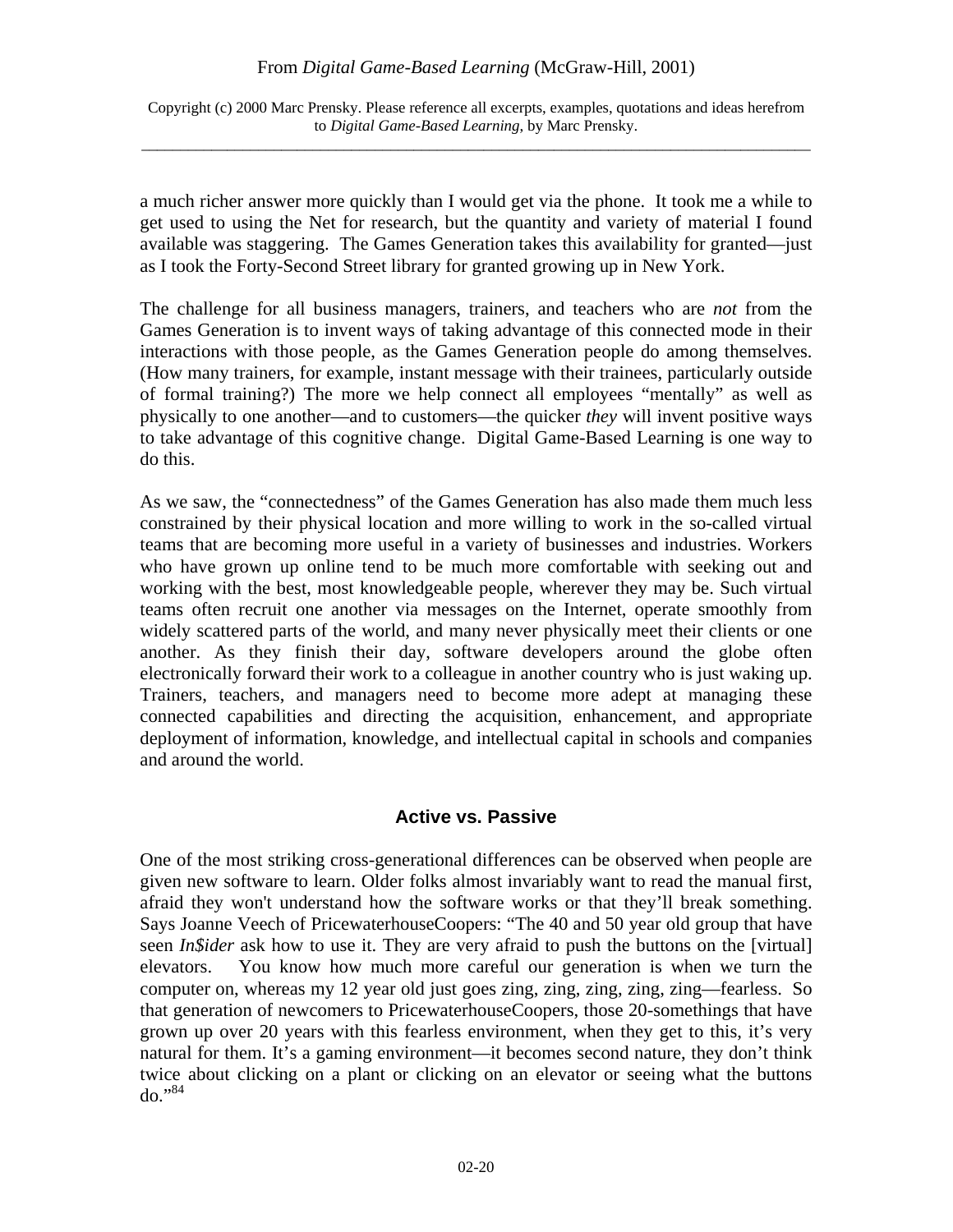a much richer answer more quickly than I would get via the phone. It took me a while to get used to using the Net for research, but the quantity and variety of material I found available was staggering. The Games Generation takes this availability for granted—just as I took the Forty-Second Street library for granted growing up in New York.

The challenge for all business managers, trainers, and teachers who are *not* from the Games Generation is to invent ways of taking advantage of this connected mode in their interactions with those people, as the Games Generation people do among themselves. (How many trainers, for example, instant message with their trainees, particularly outside of formal training?) The more we help connect all employees "mentally" as well as physically to one another—and to customers—the quicker *they* will invent positive ways to take advantage of this cognitive change. Digital Game-Based Learning is one way to do this.

As we saw, the "connectedness" of the Games Generation has also made them much less constrained by their physical location and more willing to work in the so-called virtual teams that are becoming more useful in a variety of businesses and industries. Workers who have grown up online tend to be much more comfortable with seeking out and working with the best, most knowledgeable people, wherever they may be. Such virtual teams often recruit one another via messages on the Internet, operate smoothly from widely scattered parts of the world, and many never physically meet their clients or one another. As they finish their day, software developers around the globe often electronically forward their work to a colleague in another country who is just waking up. Trainers, teachers, and managers need to become more adept at managing these connected capabilities and directing the acquisition, enhancement, and appropriate deployment of information, knowledge, and intellectual capital in schools and companies and around the world.

## Active vs. Passive

One of the most striking cross-generational differences can be observed when people are given new software to learn. Older folks almost invariably want to read the manual first, afraid they won't understand how the software works or that they'll break something. Says Joanne Veech of PricewaterhouseCoopers: "The 40 and 50 year old group that have seen *In$ider* ask how to use it. They are very afraid to push the buttons on the [virtual] elevators. You know how much more careful our generation is when we turn the computer on, whereas my 12 year old just goes zing, zing, zing, zing, zing—fearless. So that generation of newcomers to PricewaterhouseCoopers, those 20-somethings that have grown up over 20 years with this fearless environment, when they get to this, it's very natural for them. It's a gaming environment—it becomes second nature, they don't think twice about clicking on a plant or clicking on an elevator or seeing what the buttons do."[84]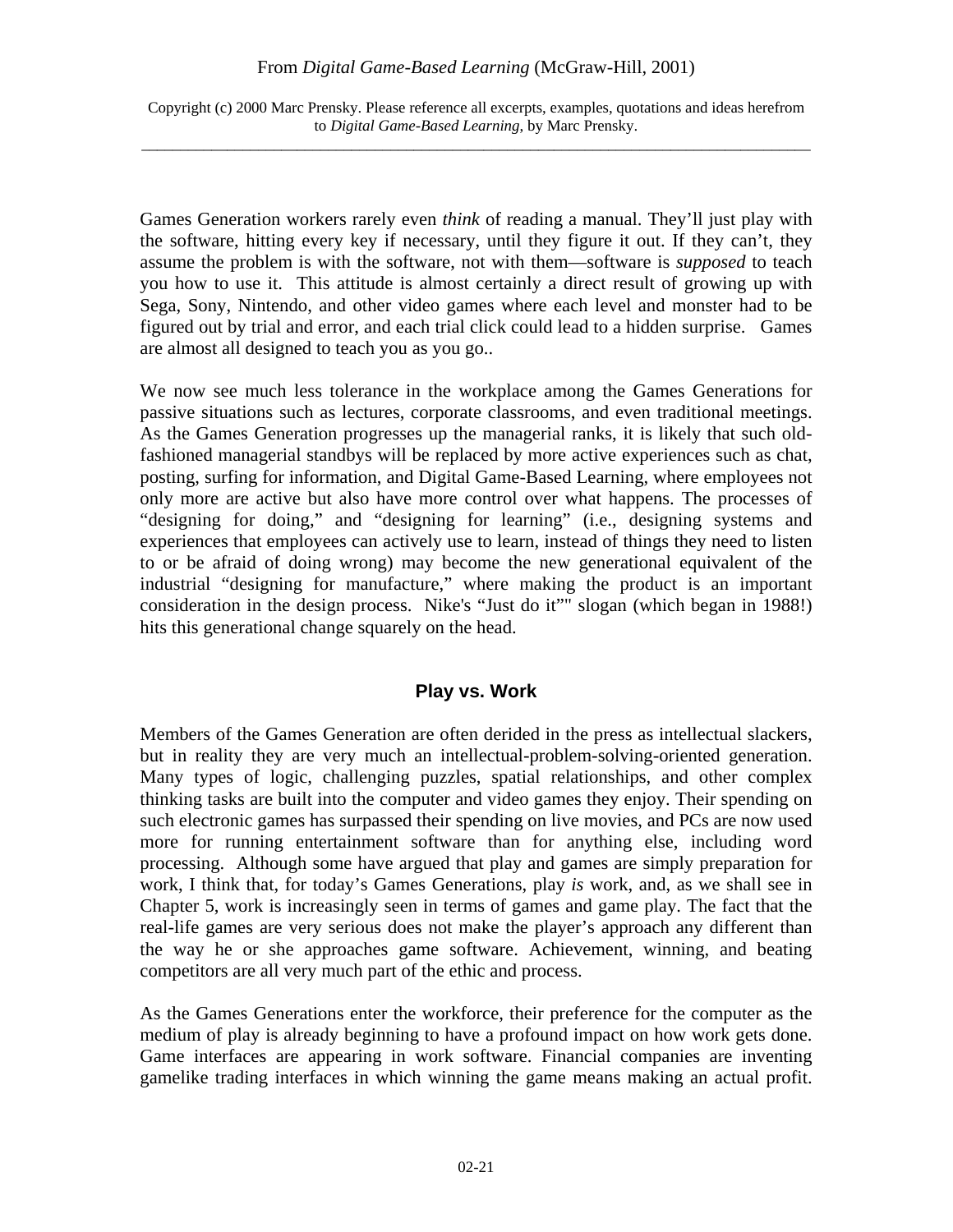Games Generation workers rarely even *think* of reading a manual. They'll just play with the software, hitting every key if necessary, until they figure it out. If they can't, they assume the problem is with the software, not with them—software is *supposed* to teach you how to use it. This attitude is almost certainly a direct result of growing up with Sega, Sony, Nintendo, and other video games where each level and monster had to be figured out by trial and error, and each trial click could lead to a hidden surprise. Games are almost all designed to teach you as you go..

We now see much less tolerance in the workplace among the Games Generations for passive situations such as lectures, corporate classrooms, and even traditional meetings. As the Games Generation progresses up the managerial ranks, it is likely that such old-fashioned managerial standbys will be replaced by more active experiences such as chat, posting, surfing for information, and Digital Game-Based Learning, where employees not only more are active but also have more control over what happens. The processes of "designing for doing," and "designing for learning" (i.e., designing systems and experiences that employees can actively use to learn, instead of things they need to listen to or be afraid of doing wrong) may become the new generational equivalent of the industrial "designing for manufacture," where making the product is an important consideration in the design process. Nike's "Just do it"" slogan (which began in 1988!) hits this generational change squarely on the head.

## Play vs. Work

Members of the Games Generation are often derided in the press as intellectual slackers, but in reality they are very much an intellectual-problem-solving-oriented generation. Many types of logic, challenging puzzles, spatial relationships, and other complex thinking tasks are built into the computer and video games they enjoy. Their spending on such electronic games has surpassed their spending on live movies, and PCs are now used more for running entertainment software than for anything else, including word processing. Although some have argued that play and games are simply preparation for work, I think that, for today's Games Generations, play *is* work, and, as we shall see in Chapter 5, work is increasingly seen in terms of games and game play. The fact that the real-life games are very serious does not make the player's approach any different than the way he or she approaches game software. Achievement, winning, and beating competitors are all very much part of the ethic and process.

As the Games Generations enter the workforce, their preference for the computer as the medium of play is already beginning to have a profound impact on how work gets done. Game interfaces are appearing in work software. Financial companies are inventing gamelike trading interfaces in which winning the game means making an actual profit.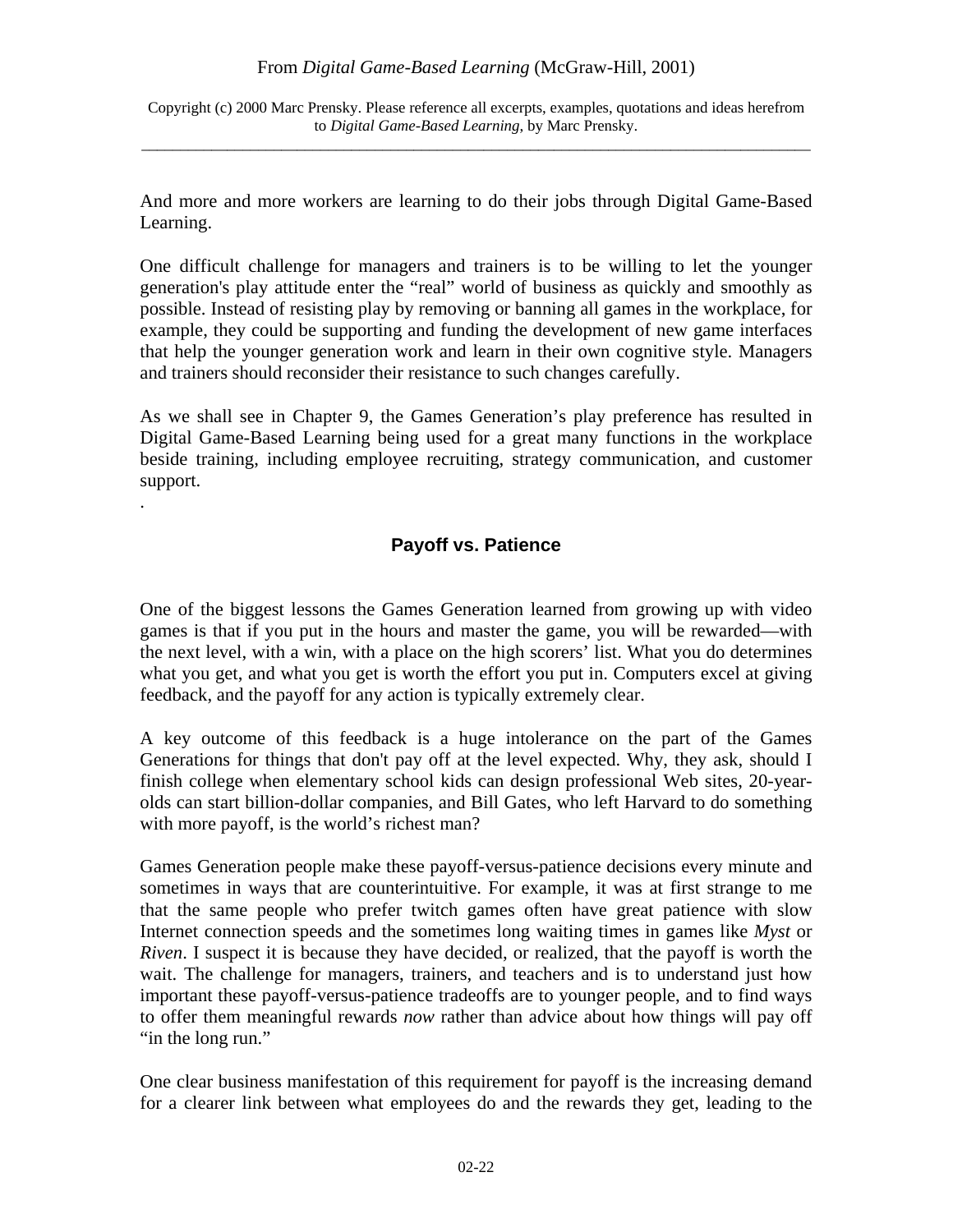And more and more workers are learning to do their jobs through Digital Game-Based Learning.

One difficult challenge for managers and trainers is to be willing to let the younger generation's play attitude enter the “real” world of business as quickly and smoothly as possible. Instead of resisting play by removing or banning all games in the workplace, for example, they could be supporting and funding the development of new game interfaces that help the younger generation work and learn in their own cognitive style. Managers and trainers should reconsider their resistance to such changes carefully.

As we shall see in Chapter 9, the Games Generation’s play preference has resulted in Digital Game-Based Learning being used for a great many functions in the workplace beside training, including employee recruiting, strategy communication, and customer support.

.

## Payoff vs. Patience

One of the biggest lessons the Games Generation learned from growing up with video games is that if you put in the hours and master the game, you will be rewarded—with the next level, with a win, with a place on the high scorers’ list. What you do determines what you get, and what you get is worth the effort you put in. Computers excel at giving feedback, and the payoff for any action is typically extremely clear.

A key outcome of this feedback is a huge intolerance on the part of the Games Generations for things that don't pay off at the level expected. Why, they ask, should I finish college when elementary school kids can design professional Web sites, 20-year-olds can start billion-dollar companies, and Bill Gates, who left Harvard to do something with more payoff, is the world’s richest man?

Games Generation people make these payoff-versus-patience decisions every minute and sometimes in ways that are counterintuitive. For example, it was at first strange to me that the same people who prefer twitch games often have great patience with slow Internet connection speeds and the sometimes long waiting times in games like *Myst* or *Riven*. I suspect it is because they have decided, or realized, that the payoff is worth the wait. The challenge for managers, trainers, and teachers and is to understand just how important these payoff-versus-patience tradeoffs are to younger people, and to find ways to offer them meaningful rewards *now* rather than advice about how things will pay off “in the long run.”

One clear business manifestation of this requirement for payoff is the increasing demand for a clearer link between what employees do and the rewards they get, leading to the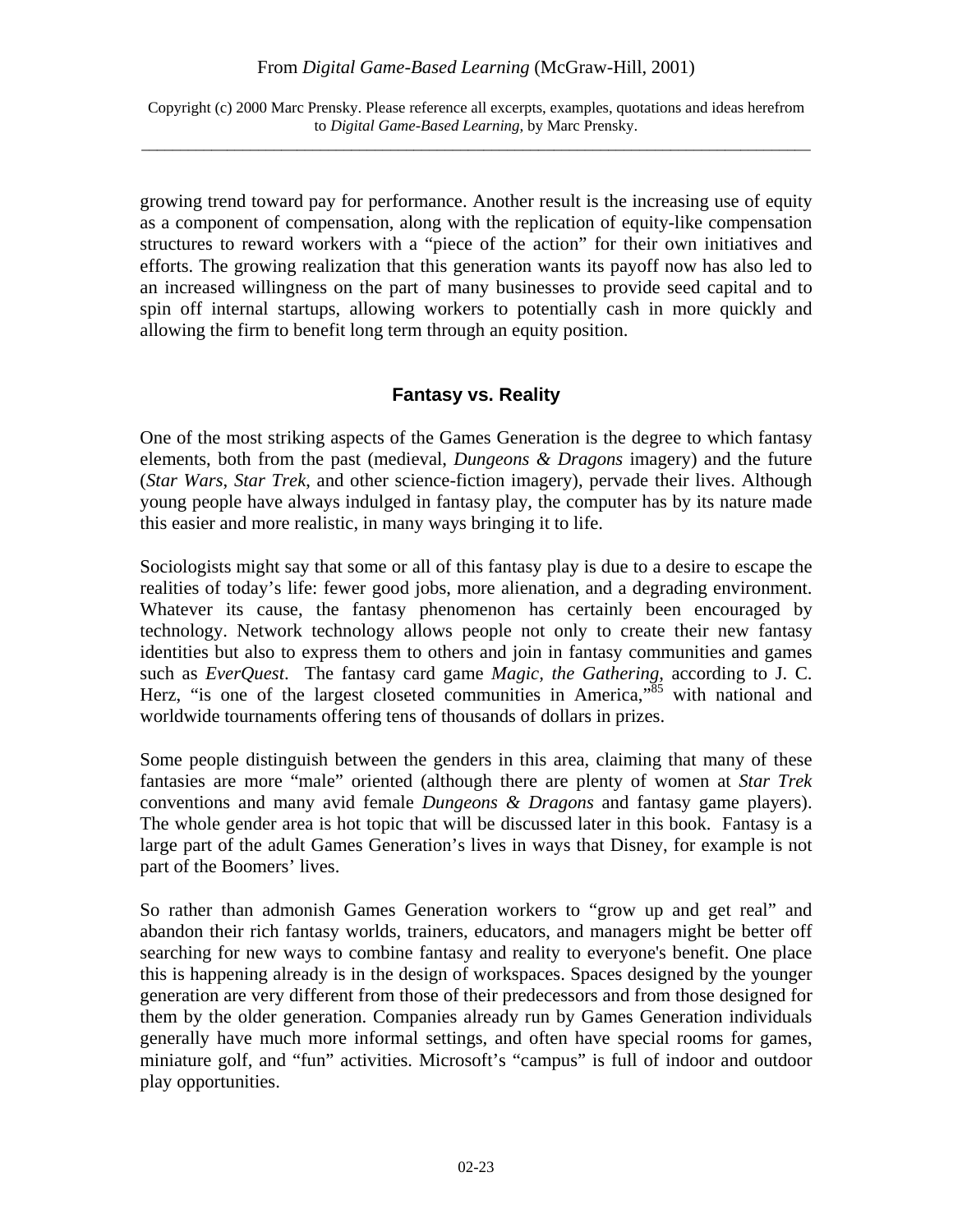growing trend toward pay for performance. Another result is the increasing use of equity as a component of compensation, along with the replication of equity-like compensation structures to reward workers with a "piece of the action" for their own initiatives and efforts. The growing realization that this generation wants its payoff now has also led to an increased willingness on the part of many businesses to provide seed capital and to spin off internal startups, allowing workers to potentially cash in more quickly and allowing the firm to benefit long term through an equity position.

## Fantasy vs. Reality

One of the most striking aspects of the Games Generation is the degree to which fantasy elements, both from the past (medieval, *Dungeons & Dragons* imagery) and the future (*Star Wars*, *Star Trek*, and other science-fiction imagery), pervade their lives. Although young people have always indulged in fantasy play, the computer has by its nature made this easier and more realistic, in many ways bringing it to life.

Sociologists might say that some or all of this fantasy play is due to a desire to escape the realities of today's life: fewer good jobs, more alienation, and a degrading environment. Whatever its cause, the fantasy phenomenon has certainly been encouraged by technology. Network technology allows people not only to create their new fantasy identities but also to express them to others and join in fantasy communities and games such as *EverQuest*. The fantasy card game *Magic, the Gathering*, according to J. C. Herz, "is one of the largest closeted communities in America,"[85] with national and worldwide tournaments offering tens of thousands of dollars in prizes.

Some people distinguish between the genders in this area, claiming that many of these fantasies are more "male" oriented (although there are plenty of women at *Star Trek* conventions and many avid female *Dungeons & Dragons* and fantasy game players). The whole gender area is hot topic that will be discussed later in this book. Fantasy is a large part of the adult Games Generation's lives in ways that Disney, for example is not part of the Boomers' lives.

So rather than admonish Games Generation workers to "grow up and get real" and abandon their rich fantasy worlds, trainers, educators, and managers might be better off searching for new ways to combine fantasy and reality to everyone's benefit. One place this is happening already is in the design of workspaces. Spaces designed by the younger generation are very different from those of their predecessors and from those designed for them by the older generation. Companies already run by Games Generation individuals generally have much more informal settings, and often have special rooms for games, miniature golf, and "fun" activities. Microsoft's "campus" is full of indoor and outdoor play opportunities.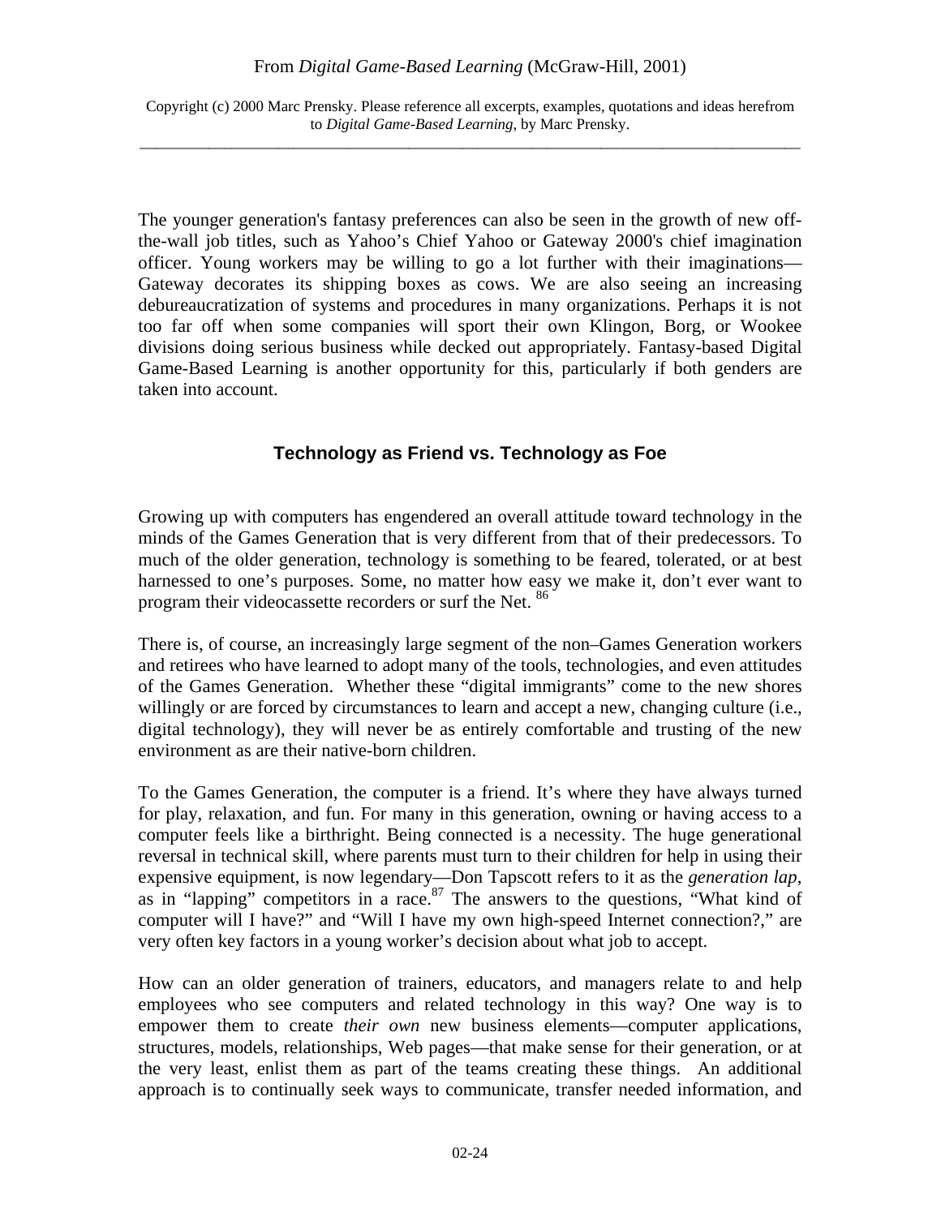The younger generation's fantasy preferences can also be seen in the growth of new off-the-wall job titles, such as Yahoo's Chief Yahoo or Gateway 2000's chief imagination officer. Young workers may be willing to go a lot further with their imaginations—Gateway decorates its shipping boxes as cows. We are also seeing an increasing debureaucratization of systems and procedures in many organizations. Perhaps it is not too far off when some companies will sport their own Klingon, Borg, or Wookee divisions doing serious business while decked out appropriately. Fantasy-based Digital Game-Based Learning is another opportunity for this, particularly if both genders are taken into account.

## Technology as Friend vs. Technology as Foe

Growing up with computers has engendered an overall attitude toward technology in the minds of the Games Generation that is very different from that of their predecessors. To much of the older generation, technology is something to be feared, tolerated, or at best harnessed to one's purposes. Some, no matter how easy we make it, don't ever want to program their videocassette recorders or surf the Net. [86]

There is, of course, an increasingly large segment of the non–Games Generation workers and retirees who have learned to adopt many of the tools, technologies, and even attitudes of the Games Generation. Whether these "digital immigrants" come to the new shores willingly or are forced by circumstances to learn and accept a new, changing culture (i.e., digital technology), they will never be as entirely comfortable and trusting of the new environment as are their native-born children.

To the Games Generation, the computer is a friend. It's where they have always turned for play, relaxation, and fun. For many in this generation, owning or having access to a computer feels like a birthright. Being connected is a necessity. The huge generational reversal in technical skill, where parents must turn to their children for help in using their expensive equipment, is now legendary—Don Tapscott refers to it as the *generation lap*, as in "lapping" competitors in a race.[87] The answers to the questions, "What kind of computer will I have?" and "Will I have my own high-speed Internet connection?," are very often key factors in a young worker's decision about what job to accept.

How can an older generation of trainers, educators, and managers relate to and help employees who see computers and related technology in this way? One way is to empower them to create *their own* new business elements—computer applications, structures, models, relationships, Web pages—that make sense for their generation, or at the very least, enlist them as part of the teams creating these things. An additional approach is to continually seek ways to communicate, transfer needed information, and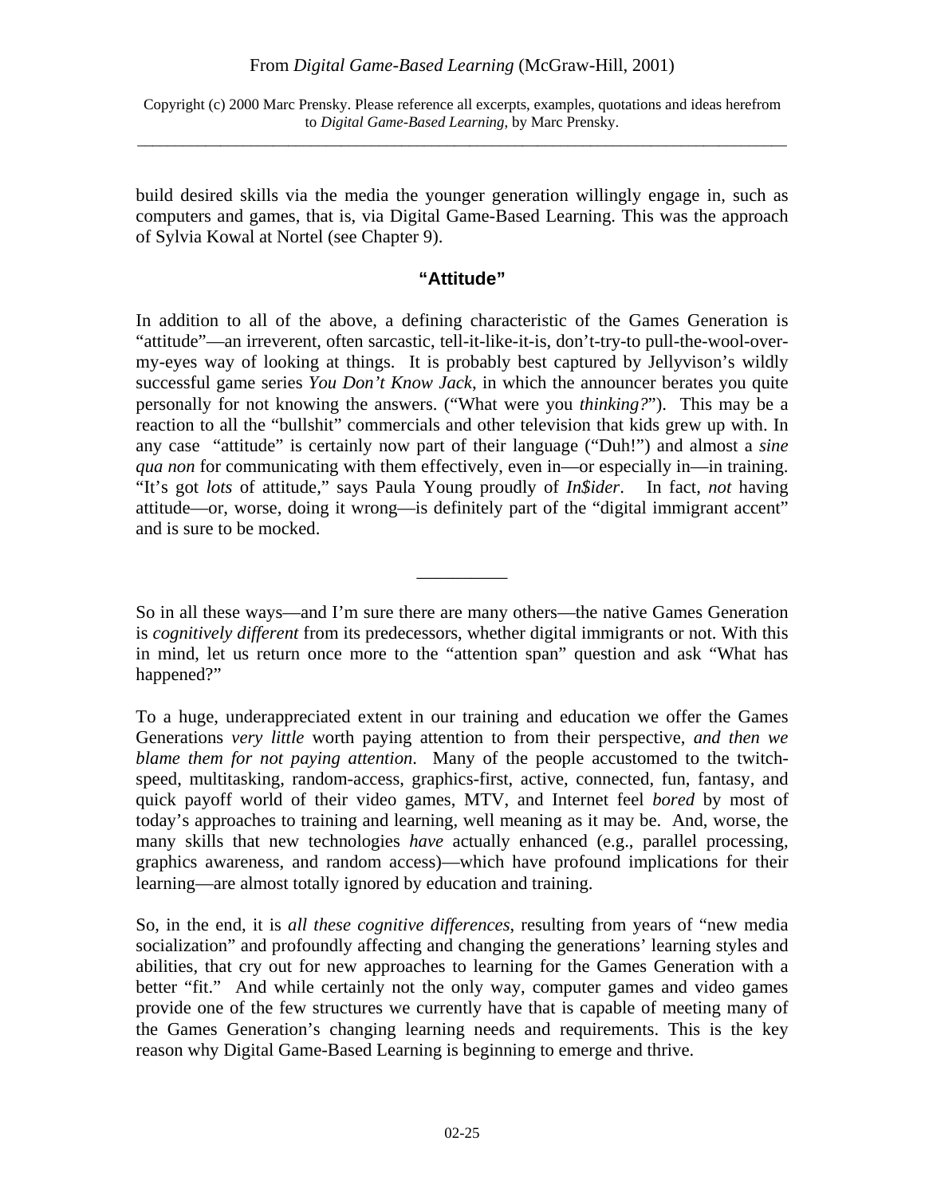build desired skills via the media the younger generation willingly engage in, such as computers and games, that is, via Digital Game-Based Learning. This was the approach of Sylvia Kowal at Nortel (see Chapter 9).

## "Attitude"

In addition to all of the above, a defining characteristic of the Games Generation is "attitude"—an irreverent, often sarcastic, tell-it-like-it-is, don't-try-to pull-the-wool-over-my-eyes way of looking at things. It is probably best captured by Jellyvison's wildly successful game series *You Don't Know Jack*, in which the announcer berates you quite personally for not knowing the answers. ("What were you *thinking?*"). This may be a reaction to all the "bullshit" commercials and other television that kids grew up with. In any case "attitude" is certainly now part of their language ("Duh!") and almost a *sine qua non* for communicating with them effectively, even in—or especially in—in training. "It's got *lots* of attitude," says Paula Young proudly of *In$ider*. In fact, *not* having attitude—or, worse, doing it wrong—is definitely part of the "digital immigrant accent" and is sure to be mocked.

__________

So in all these ways—and I'm sure there are many others—the native Games Generation is *cognitively different* from its predecessors, whether digital immigrants or not. With this in mind, let us return once more to the "attention span" question and ask "What has happened?"

To a huge, underappreciated extent in our training and education we offer the Games Generations *very little* worth paying attention to from their perspective, *and then we blame them for not paying attention*. Many of the people accustomed to the twitch-speed, multitasking, random-access, graphics-first, active, connected, fun, fantasy, and quick payoff world of their video games, MTV, and Internet feel *bored* by most of today's approaches to training and learning, well meaning as it may be. And, worse, the many skills that new technologies *have* actually enhanced (e.g., parallel processing, graphics awareness, and random access)—which have profound implications for their learning—are almost totally ignored by education and training.

So, in the end, it is *all these cognitive differences*, resulting from years of "new media socialization" and profoundly affecting and changing the generations' learning styles and abilities, that cry out for new approaches to learning for the Games Generation with a better "fit." And while certainly not the only way, computer games and video games provide one of the few structures we currently have that is capable of meeting many of the Games Generation's changing learning needs and requirements. This is the key reason why Digital Game-Based Learning is beginning to emerge and thrive.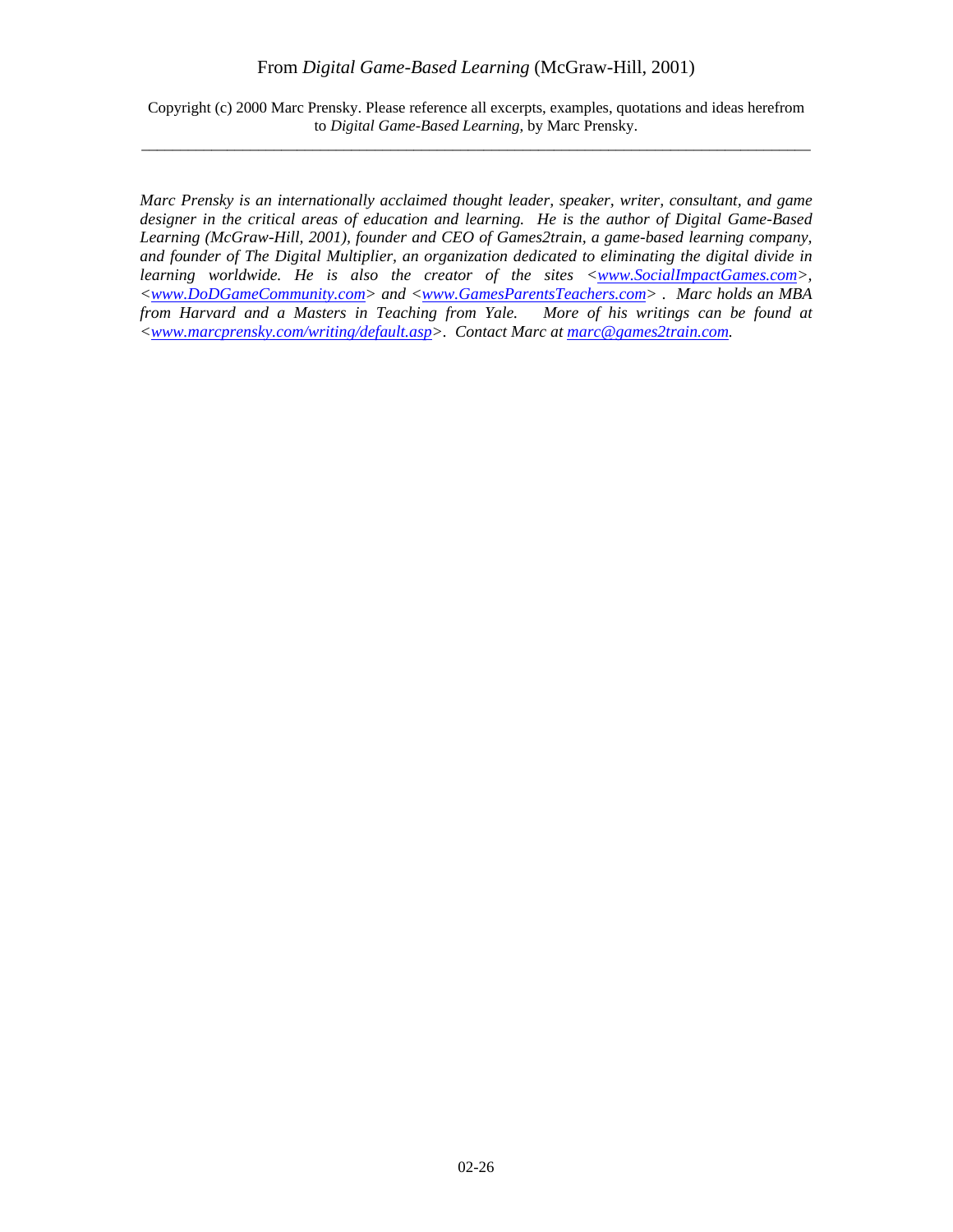From *Digital Game-Based Learning* (McGraw-Hill, 2001)

Copyright (c) 2000 Marc Prensky. Please reference all excerpts, examples, quotations and ideas herefrom to *Digital Game-Based Learning*, by Marc Prensky.

---

*Marc Prensky is an internationally acclaimed thought leader, speaker, writer, consultant, and game designer in the critical areas of education and learning. He is the author of Digital Game-Based Learning (McGraw-Hill, 2001), founder and CEO of Games2train, a game-based learning company, and founder of The Digital Multiplier, an organization dedicated to eliminating the digital divide in learning worldwide. He is also the creator of the sites <www.SocialImpactGames.com>, <www.DoDGameCommunity.com> and <www.GamesParentsTeachers.com> . Marc holds an MBA from Harvard and a Masters in Teaching from Yale. More of his writings can be found at <www.marcprensky.com/writing/default.asp>. Contact Marc at marc@games2train.com.*